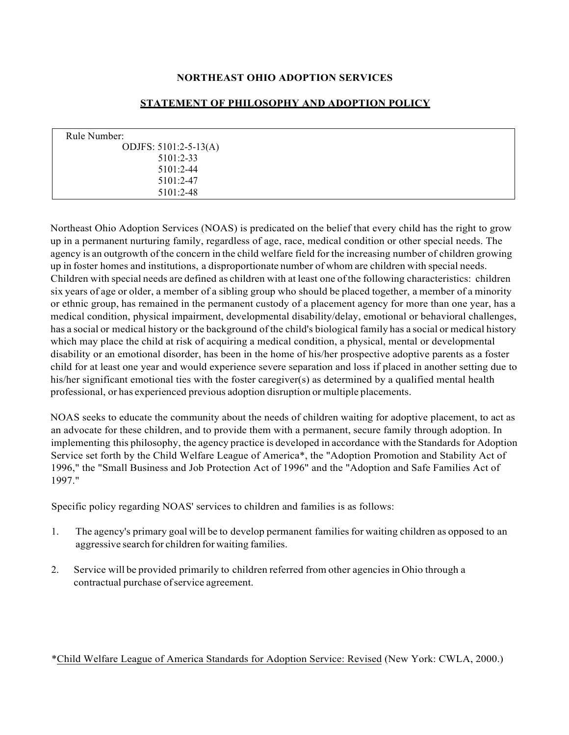**NORTHEAST OHIO ADOPTION SERVICES**

**STATEMENT OF PHILOSOPHY AND ADOPTION POLICY**

| Rule Number: |
| --- |
| ODJFS: 5101:2-5-13(A)<br>5101:2-33<br>5101:2-44<br>5101:2-47<br>5101:2-48 |

Northeast Ohio Adoption Services (NOAS) is predicated on the belief that every child has the right to grow up in a permanent nurturing family, regardless of age, race, medical condition or other special needs. The agency is an outgrowth of the concern in the child welfare field for the increasing number of children growing up in foster homes and institutions, a disproportionate number of whom are children with special needs. Children with special needs are defined as children with at least one of the following characteristics: children six years of age or older, a member of a sibling group who should be placed together, a member of a minority or ethnic group, has remained in the permanent custody of a placement agency for more than one year, has a medical condition, physical impairment, developmental disability/delay, emotional or behavioral challenges, has a social or medical history or the background of the child's biological family has a social or medical history which may place the child at risk of acquiring a medical condition, a physical, mental or developmental disability or an emotional disorder, has been in the home of his/her prospective adoptive parents as a foster child for at least one year and would experience severe separation and loss if placed in another setting due to his/her significant emotional ties with the foster caregiver(s) as determined by a qualified mental health professional, or has experienced previous adoption disruption or multiple placements.

NOAS seeks to educate the community about the needs of children waiting for adoptive placement, to act as an advocate for these children, and to provide them with a permanent, secure family through adoption. In implementing this philosophy, the agency practice is developed in accordance with the Standards for Adoption Service set forth by the Child Welfare League of America*, the "Adoption Promotion and Stability Act of 1996," the "Small Business and Job Protection Act of 1996" and the "Adoption and Safe Families Act of 1997."

Specific policy regarding NOAS' services to children and families is as follows:

1. The agency's primary goal will be to develop permanent families for waiting children as opposed to an aggressive search for children for waiting families.

2. Service will be provided primarily to children referred from other agencies in Ohio through a contractual purchase of service agreement.

*Child Welfare League of America Standards for Adoption Service: Revised (New York: CWLA, 2000.)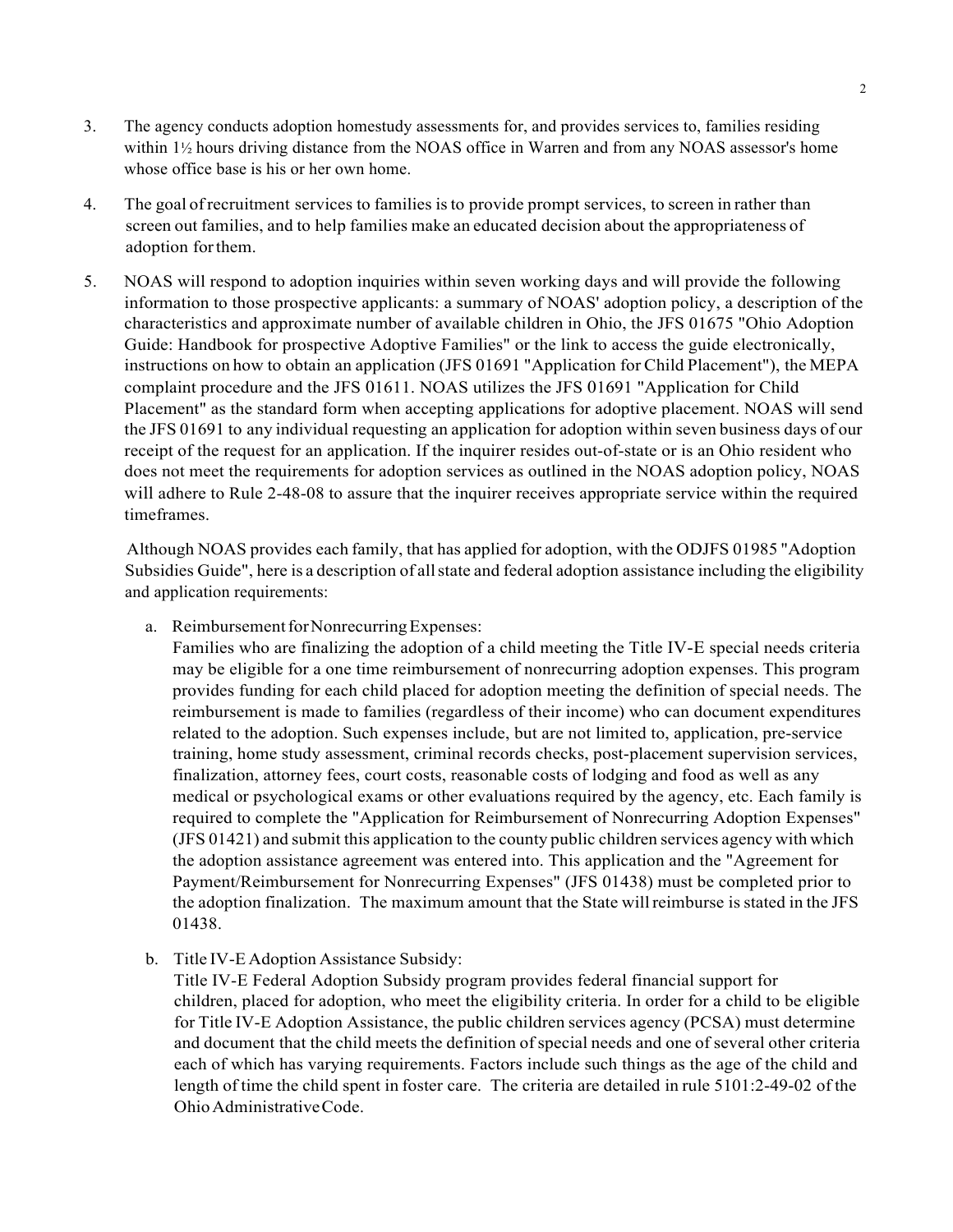3. The agency conducts adoption homestudy assessments for, and provides services to, families residing within 1½ hours driving distance from the NOAS office in Warren and from any NOAS assessor's home whose office base is his or her own home.

4. The goal of recruitment services to families is to provide prompt services, to screen in rather than screen out families, and to help families make an educated decision about the appropriateness of adoption for them.

5. NOAS will respond to adoption inquiries within seven working days and will provide the following information to those prospective applicants: a summary of NOAS' adoption policy, a description of the characteristics and approximate number of available children in Ohio, the JFS 01675 "Ohio Adoption Guide: Handbook for prospective Adoptive Families" or the link to access the guide electronically, instructions on how to obtain an application (JFS 01691 "Application for Child Placement"), the MEPA complaint procedure and the JFS 01611. NOAS utilizes the JFS 01691 "Application for Child Placement" as the standard form when accepting applications for adoptive placement. NOAS will send the JFS 01691 to any individual requesting an application for adoption within seven business days of our receipt of the request for an application. If the inquirer resides out-of-state or is an Ohio resident who does not meet the requirements for adoption services as outlined in the NOAS adoption policy, NOAS will adhere to Rule 2-48-08 to assure that the inquirer receives appropriate service within the required timeframes.

   Although NOAS provides each family, that has applied for adoption, with the ODJFS 01985 "Adoption Subsidies Guide", here is a description of all state and federal adoption assistance including the eligibility and application requirements:

   a. Reimbursement for Nonrecurring Expenses:
      Families who are finalizing the adoption of a child meeting the Title IV-E special needs criteria may be eligible for a one time reimbursement of nonrecurring adoption expenses. This program provides funding for each child placed for adoption meeting the definition of special needs. The reimbursement is made to families (regardless of their income) who can document expenditures related to the adoption. Such expenses include, but are not limited to, application, pre-service training, home study assessment, criminal records checks, post-placement supervision services, finalization, attorney fees, court costs, reasonable costs of lodging and food as well as any medical or psychological exams or other evaluations required by the agency, etc. Each family is required to complete the "Application for Reimbursement of Nonrecurring Adoption Expenses" (JFS 01421) and submit this application to the county public children services agency with which the adoption assistance agreement was entered into. This application and the "Agreement for Payment/Reimbursement for Nonrecurring Expenses" (JFS 01438) must be completed prior to the adoption finalization. The maximum amount that the State will reimburse is stated in the JFS 01438.

   b. Title IV-E Adoption Assistance Subsidy:
      Title IV-E Federal Adoption Subsidy program provides federal financial support for children, placed for adoption, who meet the eligibility criteria. In order for a child to be eligible for Title IV-E Adoption Assistance, the public children services agency (PCSA) must determine and document that the child meets the definition of special needs and one of several other criteria each of which has varying requirements. Factors include such things as the age of the child and length of time the child spent in foster care. The criteria are detailed in rule 5101:2-49-02 of the Ohio Administrative Code.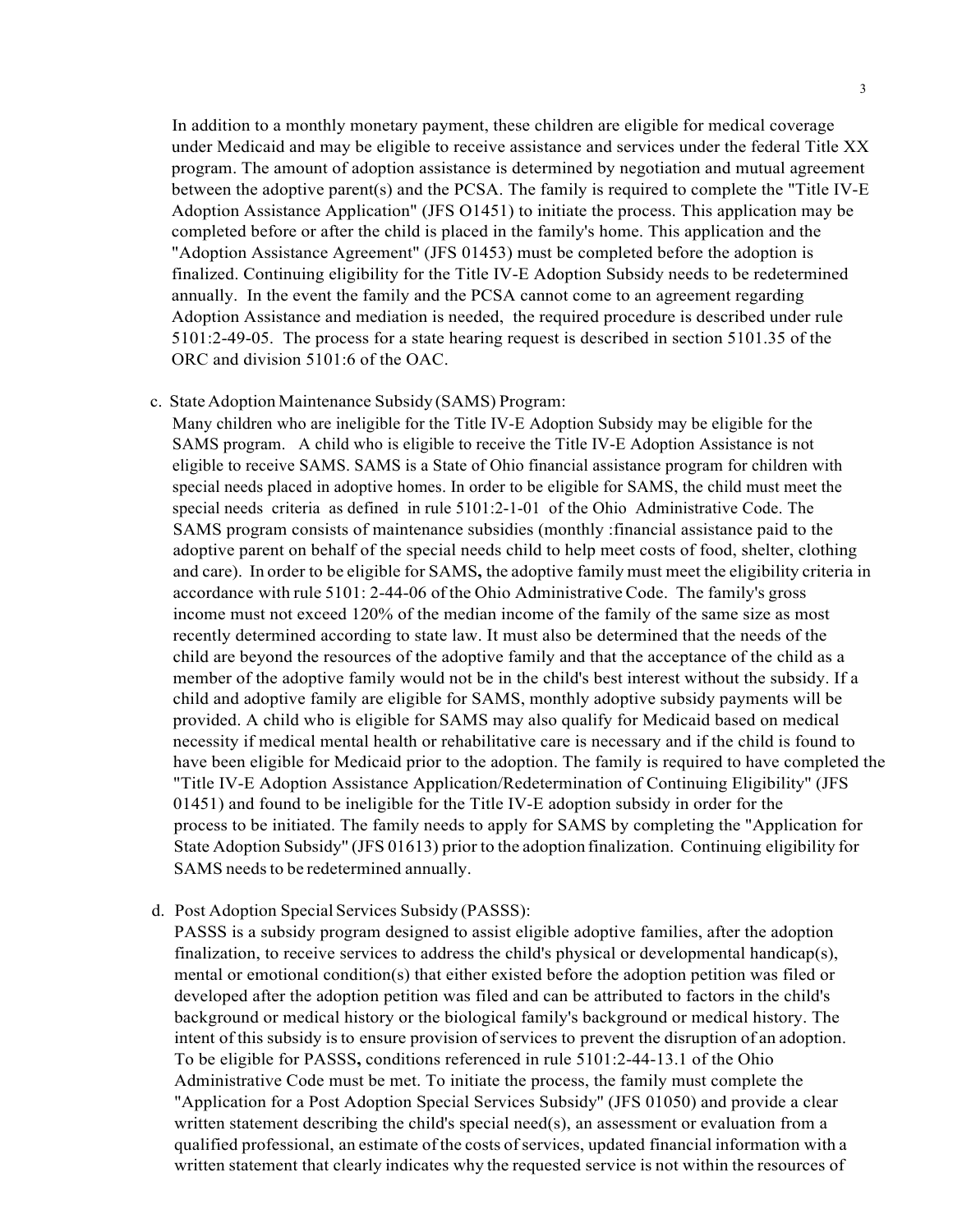In addition to a monthly monetary payment, these children are eligible for medical coverage under Medicaid and may be eligible to receive assistance and services under the federal Title XX program. The amount of adoption assistance is determined by negotiation and mutual agreement between the adoptive parent(s) and the PCSA. The family is required to complete the "Title IV-E Adoption Assistance Application" (JFS O1451) to initiate the process. This application may be completed before or after the child is placed in the family's home. This application and the "Adoption Assistance Agreement" (JFS 01453) must be completed before the adoption is finalized. Continuing eligibility for the Title IV-E Adoption Subsidy needs to be redetermined annually. In the event the family and the PCSA cannot come to an agreement regarding Adoption Assistance and mediation is needed, the required procedure is described under rule 5101:2-49-05. The process for a state hearing request is described in section 5101.35 of the ORC and division 5101:6 of the OAC.

c. State Adoption Maintenance Subsidy (SAMS) Program:
Many children who are ineligible for the Title IV-E Adoption Subsidy may be eligible for the SAMS program. A child who is eligible to receive the Title IV-E Adoption Assistance is not eligible to receive SAMS. SAMS is a State of Ohio financial assistance program for children with special needs placed in adoptive homes. In order to be eligible for SAMS, the child must meet the special needs criteria as defined in rule 5101:2-1-01 of the Ohio Administrative Code. The SAMS program consists of maintenance subsidies (monthly :financial assistance paid to the adoptive parent on behalf of the special needs child to help meet costs of food, shelter, clothing and care). In order to be eligible for SAMS**,** the adoptive family must meet the eligibility criteria in accordance with rule 5101: 2-44-06 of the Ohio Administrative Code. The family's gross income must not exceed 120% of the median income of the family of the same size as most recently determined according to state law. It must also be determined that the needs of the child are beyond the resources of the adoptive family and that the acceptance of the child as a member of the adoptive family would not be in the child's best interest without the subsidy. If a child and adoptive family are eligible for SAMS, monthly adoptive subsidy payments will be provided. A child who is eligible for SAMS may also qualify for Medicaid based on medical necessity if medical mental health or rehabilitative care is necessary and if the child is found to have been eligible for Medicaid prior to the adoption. The family is required to have completed the "Title IV-E Adoption Assistance Application/Redetermination of Continuing Eligibility" (JFS 01451) and found to be ineligible for the Title IV-E adoption subsidy in order for the process to be initiated. The family needs to apply for SAMS by completing the "Application for State Adoption Subsidy" (JFS 01613) prior to the adoption finalization. Continuing eligibility for SAMS needs to be redetermined annually.

d. Post Adoption Special Services Subsidy (PASSS):
PASSS is a subsidy program designed to assist eligible adoptive families, after the adoption finalization, to receive services to address the child's physical or developmental handicap(s), mental or emotional condition(s) that either existed before the adoption petition was filed or developed after the adoption petition was filed and can be attributed to factors in the child's background or medical history or the biological family's background or medical history. The intent of this subsidy is to ensure provision of services to prevent the disruption of an adoption. To be eligible for PASSS**,** conditions referenced in rule 5101:2-44-13.1 of the Ohio Administrative Code must be met. To initiate the process, the family must complete the "Application for a Post Adoption Special Services Subsidy" (JFS 01050) and provide a clear written statement describing the child's special need(s), an assessment or evaluation from a qualified professional, an estimate of the costs of services, updated financial information with a written statement that clearly indicates why the requested service is not within the resources of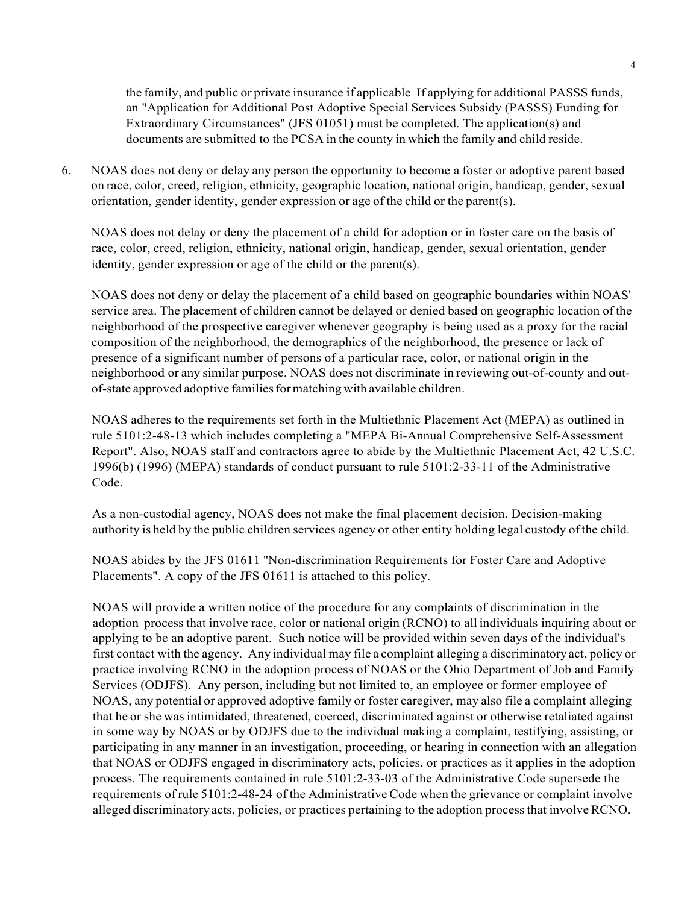the family, and public or private insurance if applicable If applying for additional PASSS funds, an "Application for Additional Post Adoptive Special Services Subsidy (PASSS) Funding for Extraordinary Circumstances" (JFS 01051) must be completed. The application(s) and documents are submitted to the PCSA in the county in which the family and child reside.

6. NOAS does not deny or delay any person the opportunity to become a foster or adoptive parent based on race, color, creed, religion, ethnicity, geographic location, national origin, handicap, gender, sexual orientation, gender identity, gender expression or age of the child or the parent(s).

   NOAS does not delay or deny the placement of a child for adoption or in foster care on the basis of race, color, creed, religion, ethnicity, national origin, handicap, gender, sexual orientation, gender identity, gender expression or age of the child or the parent(s).

   NOAS does not deny or delay the placement of a child based on geographic boundaries within NOAS' service area. The placement of children cannot be delayed or denied based on geographic location of the neighborhood of the prospective caregiver whenever geography is being used as a proxy for the racial composition of the neighborhood, the demographics of the neighborhood, the presence or lack of presence of a significant number of persons of a particular race, color, or national origin in the neighborhood or any similar purpose. NOAS does not discriminate in reviewing out-of-county and out-of-state approved adoptive families for matching with available children.

   NOAS adheres to the requirements set forth in the Multiethnic Placement Act (MEPA) as outlined in rule 5101:2-48-13 which includes completing a "MEPA Bi-Annual Comprehensive Self-Assessment Report". Also, NOAS staff and contractors agree to abide by the Multiethnic Placement Act, 42 U.S.C. 1996(b) (1996) (MEPA) standards of conduct pursuant to rule 5101:2-33-11 of the Administrative Code.

   As a non-custodial agency, NOAS does not make the final placement decision. Decision-making authority is held by the public children services agency or other entity holding legal custody of the child.

   NOAS abides by the JFS 01611 "Non-discrimination Requirements for Foster Care and Adoptive Placements". A copy of the JFS 01611 is attached to this policy.

   NOAS will provide a written notice of the procedure for any complaints of discrimination in the adoption process that involve race, color or national origin (RCNO) to all individuals inquiring about or applying to be an adoptive parent. Such notice will be provided within seven days of the individual's first contact with the agency. Any individual may file a complaint alleging a discriminatory act, policy or practice involving RCNO in the adoption process of NOAS or the Ohio Department of Job and Family Services (ODJFS). Any person, including but not limited to, an employee or former employee of NOAS, any potential or approved adoptive family or foster caregiver, may also file a complaint alleging that he or she was intimidated, threatened, coerced, discriminated against or otherwise retaliated against in some way by NOAS or by ODJFS due to the individual making a complaint, testifying, assisting, or participating in any manner in an investigation, proceeding, or hearing in connection with an allegation that NOAS or ODJFS engaged in discriminatory acts, policies, or practices as it applies in the adoption process. The requirements contained in rule 5101:2-33-03 of the Administrative Code supersede the requirements of rule 5101:2-48-24 of the Administrative Code when the grievance or complaint involve alleged discriminatory acts, policies, or practices pertaining to the adoption process that involve RCNO.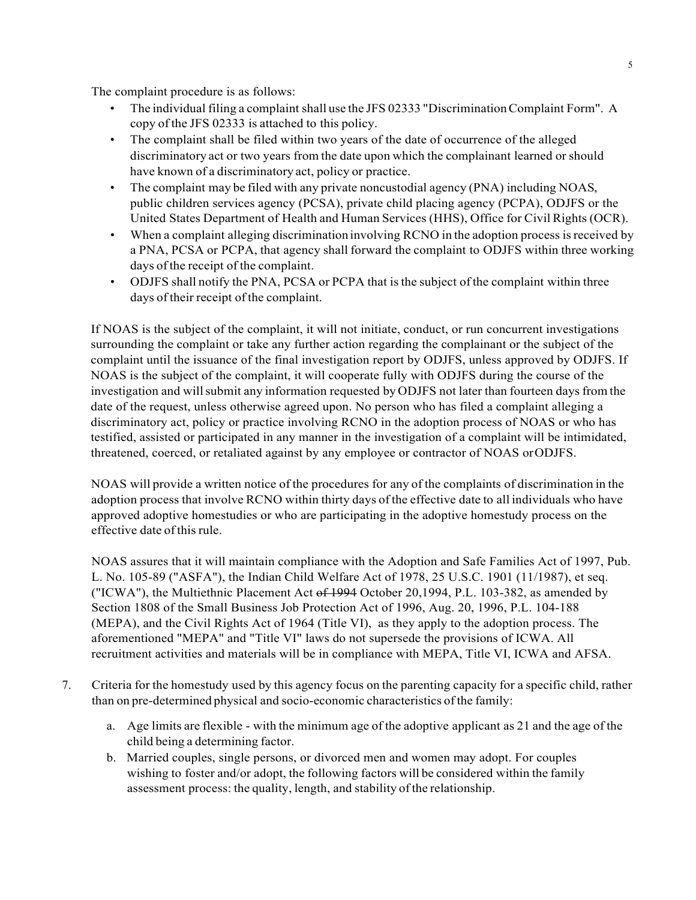The complaint procedure is as follows:

- The individual filing a complaint shall use the JFS 02333 "Discrimination Complaint Form". A copy of the JFS 02333 is attached to this policy.
- The complaint shall be filed within two years of the date of occurrence of the alleged discriminatory act or two years from the date upon which the complainant learned or should have known of a discriminatory act, policy or practice.
- The complaint may be filed with any private noncustodial agency (PNA) including NOAS, public children services agency (PCSA), private child placing agency (PCPA), ODJFS or the United States Department of Health and Human Services (HHS), Office for Civil Rights (OCR).
- When a complaint alleging discrimination involving RCNO in the adoption process is received by a PNA, PCSA or PCPA, that agency shall forward the complaint to ODJFS within three working days of the receipt of the complaint.
- ODJFS shall notify the PNA, PCSA or PCPA that is the subject of the complaint within three days of their receipt of the complaint.

If NOAS is the subject of the complaint, it will not initiate, conduct, or run concurrent investigations surrounding the complaint or take any further action regarding the complainant or the subject of the complaint until the issuance of the final investigation report by ODJFS, unless approved by ODJFS. If NOAS is the subject of the complaint, it will cooperate fully with ODJFS during the course of the investigation and will submit any information requested by ODJFS not later than fourteen days from the date of the request, unless otherwise agreed upon. No person who has filed a complaint alleging a discriminatory act, policy or practice involving RCNO in the adoption process of NOAS or who has testified, assisted or participated in any manner in the investigation of a complaint will be intimidated, threatened, coerced, or retaliated against by any employee or contractor of NOAS or ODJFS.

NOAS will provide a written notice of the procedures for any of the complaints of discrimination in the adoption process that involve RCNO within thirty days of the effective date to all individuals who have approved adoptive homestudies or who are participating in the adoptive homestudy process on the effective date of this rule.

NOAS assures that it will maintain compliance with the Adoption and Safe Families Act of 1997, Pub. L. No. 105-89 ("ASFA"), the Indian Child Welfare Act of 1978, 25 U.S.C. 1901 (11/1987), et seq. ("ICWA"), the Multiethnic Placement Act ~~of 1994~~ October 20,1994, P.L. 103-382, as amended by Section 1808 of the Small Business Job Protection Act of 1996, Aug. 20, 1996, P.L. 104-188 (MEPA), and the Civil Rights Act of 1964 (Title VI), as they apply to the adoption process. The aforementioned "MEPA" and "Title VI" laws do not supersede the provisions of ICWA. All recruitment activities and materials will be in compliance with MEPA, Title VI, ICWA and AFSA.

7. Criteria for the homestudy used by this agency focus on the parenting capacity for a specific child, rather than on pre-determined physical and socio-economic characteristics of the family:

    a. Age limits are flexible - with the minimum age of the adoptive applicant as 21 and the age of the child being a determining factor.
    b. Married couples, single persons, or divorced men and women may adopt. For couples wishing to foster and/or adopt, the following factors will be considered within the family assessment process: the quality, length, and stability of the relationship.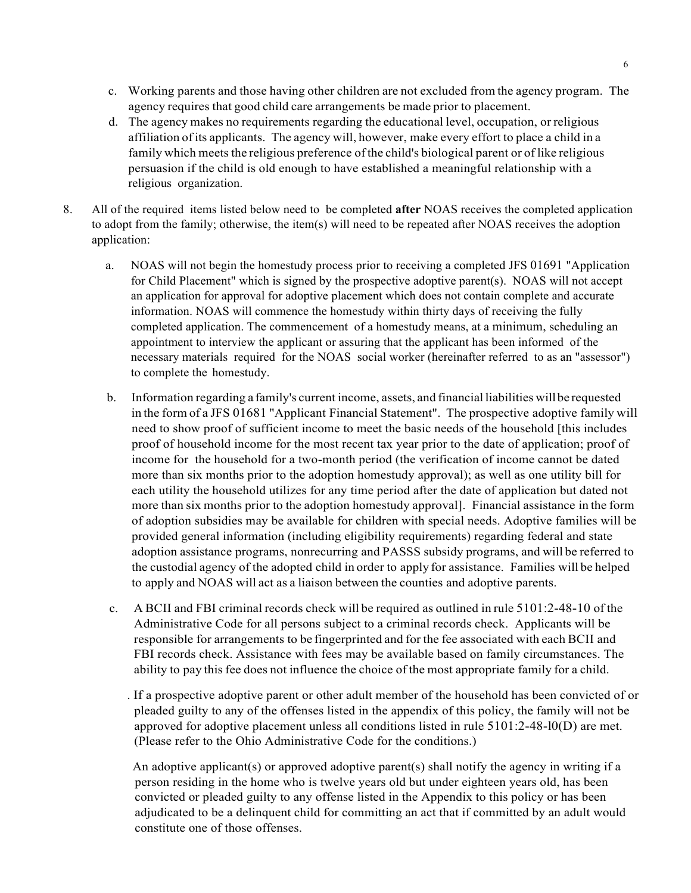c. Working parents and those having other children are not excluded from the agency program. The agency requires that good child care arrangements be made prior to placement.

d. The agency makes no requirements regarding the educational level, occupation, or religious affiliation of its applicants. The agency will, however, make every effort to place a child in a family which meets the religious preference of the child's biological parent or of like religious persuasion if the child is old enough to have established a meaningful relationship with a religious organization.

8. All of the required items listed below need to be completed **after** NOAS receives the completed application to adopt from the family; otherwise, the item(s) will need to be repeated after NOAS receives the adoption application:

   a. NOAS will not begin the homestudy process prior to receiving a completed JFS 01691 "Application for Child Placement" which is signed by the prospective adoptive parent(s). NOAS will not accept an application for approval for adoptive placement which does not contain complete and accurate information. NOAS will commence the homestudy within thirty days of receiving the fully completed application. The commencement of a homestudy means, at a minimum, scheduling an appointment to interview the applicant or assuring that the applicant has been informed of the necessary materials required for the NOAS social worker (hereinafter referred to as an "assessor") to complete the homestudy.

   b. Information regarding a family's current income, assets, and financial liabilities will be requested in the form of a JFS 01681 "Applicant Financial Statement". The prospective adoptive family will need to show proof of sufficient income to meet the basic needs of the household [this includes proof of household income for the most recent tax year prior to the date of application; proof of income for the household for a two-month period (the verification of income cannot be dated more than six months prior to the adoption homestudy approval); as well as one utility bill for each utility the household utilizes for any time period after the date of application but dated not more than six months prior to the adoption homestudy approval]. Financial assistance in the form of adoption subsidies may be available for children with special needs. Adoptive families will be provided general information (including eligibility requirements) regarding federal and state adoption assistance programs, nonrecurring and PASSS subsidy programs, and will be referred to the custodial agency of the adopted child in order to apply for assistance. Families will be helped to apply and NOAS will act as a liaison between the counties and adoptive parents.

   c. A BCII and FBI criminal records check will be required as outlined in rule 5101:2-48-10 of the Administrative Code for all persons subject to a criminal records check. Applicants will be responsible for arrangements to be fingerprinted and for the fee associated with each BCII and FBI records check. Assistance with fees may be available based on family circumstances. The ability to pay this fee does not influence the choice of the most appropriate family for a child.

      . If a prospective adoptive parent or other adult member of the household has been convicted of or pleaded guilty to any of the offenses listed in the appendix of this policy, the family will not be approved for adoptive placement unless all conditions listed in rule 5101:2-48-l0(D) are met. (Please refer to the Ohio Administrative Code for the conditions.)

      An adoptive applicant(s) or approved adoptive parent(s) shall notify the agency in writing if a person residing in the home who is twelve years old but under eighteen years old, has been convicted or pleaded guilty to any offense listed in the Appendix to this policy or has been adjudicated to be a delinquent child for committing an act that if committed by an adult would constitute one of those offenses.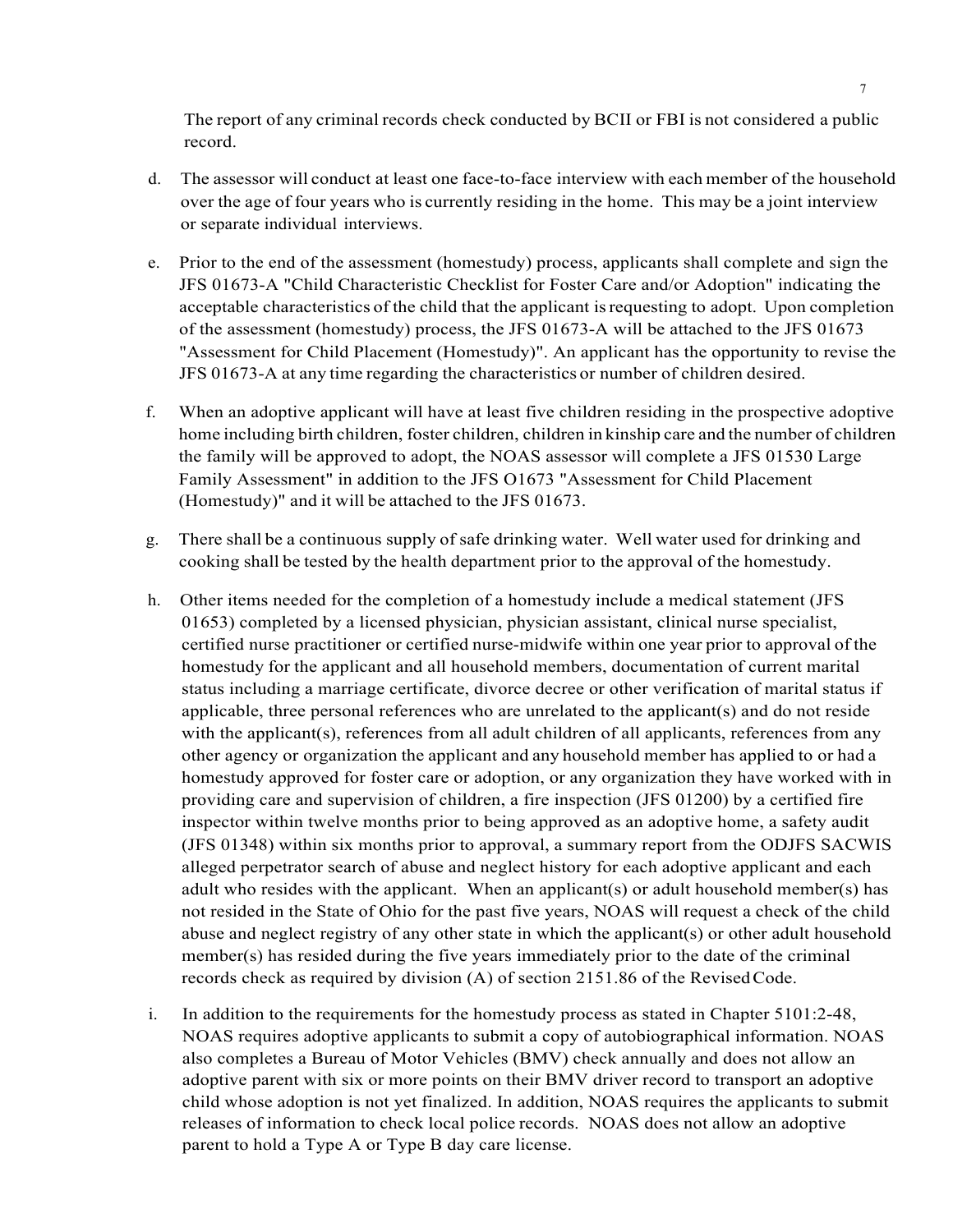The report of any criminal records check conducted by BCII or FBI is not considered a public record.

d. The assessor will conduct at least one face-to-face interview with each member of the household over the age of four years who is currently residing in the home. This may be a joint interview or separate individual interviews.

e. Prior to the end of the assessment (homestudy) process, applicants shall complete and sign the JFS 01673-A "Child Characteristic Checklist for Foster Care and/or Adoption" indicating the acceptable characteristics of the child that the applicant is requesting to adopt. Upon completion of the assessment (homestudy) process, the JFS 01673-A will be attached to the JFS 01673 "Assessment for Child Placement (Homestudy)". An applicant has the opportunity to revise the JFS 01673-A at any time regarding the characteristics or number of children desired.

f. When an adoptive applicant will have at least five children residing in the prospective adoptive home including birth children, foster children, children in kinship care and the number of children the family will be approved to adopt, the NOAS assessor will complete a JFS 01530 Large Family Assessment" in addition to the JFS O1673 "Assessment for Child Placement (Homestudy)" and it will be attached to the JFS 01673.

g. There shall be a continuous supply of safe drinking water. Well water used for drinking and cooking shall be tested by the health department prior to the approval of the homestudy.

h. Other items needed for the completion of a homestudy include a medical statement (JFS 01653) completed by a licensed physician, physician assistant, clinical nurse specialist, certified nurse practitioner or certified nurse-midwife within one year prior to approval of the homestudy for the applicant and all household members, documentation of current marital status including a marriage certificate, divorce decree or other verification of marital status if applicable, three personal references who are unrelated to the applicant(s) and do not reside with the applicant(s), references from all adult children of all applicants, references from any other agency or organization the applicant and any household member has applied to or had a homestudy approved for foster care or adoption, or any organization they have worked with in providing care and supervision of children, a fire inspection (JFS 01200) by a certified fire inspector within twelve months prior to being approved as an adoptive home, a safety audit (JFS 01348) within six months prior to approval, a summary report from the ODJFS SACWIS alleged perpetrator search of abuse and neglect history for each adoptive applicant and each adult who resides with the applicant. When an applicant(s) or adult household member(s) has not resided in the State of Ohio for the past five years, NOAS will request a check of the child abuse and neglect registry of any other state in which the applicant(s) or other adult household member(s) has resided during the five years immediately prior to the date of the criminal records check as required by division (A) of section 2151.86 of the Revised Code.

i. In addition to the requirements for the homestudy process as stated in Chapter 5101:2-48, NOAS requires adoptive applicants to submit a copy of autobiographical information. NOAS also completes a Bureau of Motor Vehicles (BMV) check annually and does not allow an adoptive parent with six or more points on their BMV driver record to transport an adoptive child whose adoption is not yet finalized. In addition, NOAS requires the applicants to submit releases of information to check local police records. NOAS does not allow an adoptive parent to hold a Type A or Type B day care license.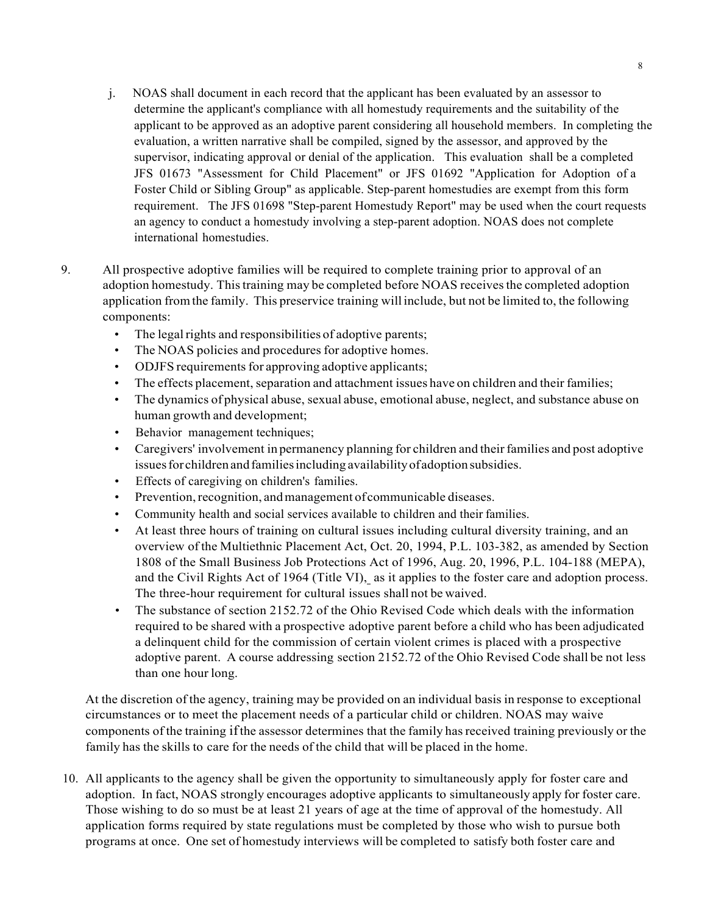j. NOAS shall document in each record that the applicant has been evaluated by an assessor to determine the applicant's compliance with all homestudy requirements and the suitability of the applicant to be approved as an adoptive parent considering all household members. In completing the evaluation, a written narrative shall be compiled, signed by the assessor, and approved by the supervisor, indicating approval or denial of the application. This evaluation shall be a completed JFS 01673 "Assessment for Child Placement" or JFS 01692 "Application for Adoption of a Foster Child or Sibling Group" as applicable. Step-parent homestudies are exempt from this form requirement. The JFS 01698 "Step-parent Homestudy Report" may be used when the court requests an agency to conduct a homestudy involving a step-parent adoption. NOAS does not complete international homestudies.

9. All prospective adoptive families will be required to complete training prior to approval of an adoption homestudy. This training may be completed before NOAS receives the completed adoption application from the family. This preservice training will include, but not be limited to, the following components:
   - The legal rights and responsibilities of adoptive parents;
   - The NOAS policies and procedures for adoptive homes.
   - ODJFS requirements for approving adoptive applicants;
   - The effects placement, separation and attachment issues have on children and their families;
   - The dynamics of physical abuse, sexual abuse, emotional abuse, neglect, and substance abuse on human growth and development;
   - Behavior management techniques;
   - Caregivers' involvement in permanency planning for children and their families and post adoptive issues for children and families including availability of adoption subsidies.
   - Effects of caregiving on children's families.
   - Prevention, recognition, and management of communicable diseases.
   - Community health and social services available to children and their families.
   - At least three hours of training on cultural issues including cultural diversity training, and an overview of the Multiethnic Placement Act, Oct. 20, 1994, P.L. 103-382, as amended by Section 1808 of the Small Business Job Protections Act of 1996, Aug. 20, 1996, P.L. 104-188 (MEPA), and the Civil Rights Act of 1964 (Title VI), as it applies to the foster care and adoption process. The three-hour requirement for cultural issues shall not be waived.
   - The substance of section 2152.72 of the Ohio Revised Code which deals with the information required to be shared with a prospective adoptive parent before a child who has been adjudicated a delinquent child for the commission of certain violent crimes is placed with a prospective adoptive parent. A course addressing section 2152.72 of the Ohio Revised Code shall be not less than one hour long.

   At the discretion of the agency, training may be provided on an individual basis in response to exceptional circumstances or to meet the placement needs of a particular child or children. NOAS may waive components of the training if the assessor determines that the family has received training previously or the family has the skills to care for the needs of the child that will be placed in the home.

10. All applicants to the agency shall be given the opportunity to simultaneously apply for foster care and adoption. In fact, NOAS strongly encourages adoptive applicants to simultaneously apply for foster care. Those wishing to do so must be at least 21 years of age at the time of approval of the homestudy. All application forms required by state regulations must be completed by those who wish to pursue both programs at once. One set of homestudy interviews will be completed to satisfy both foster care and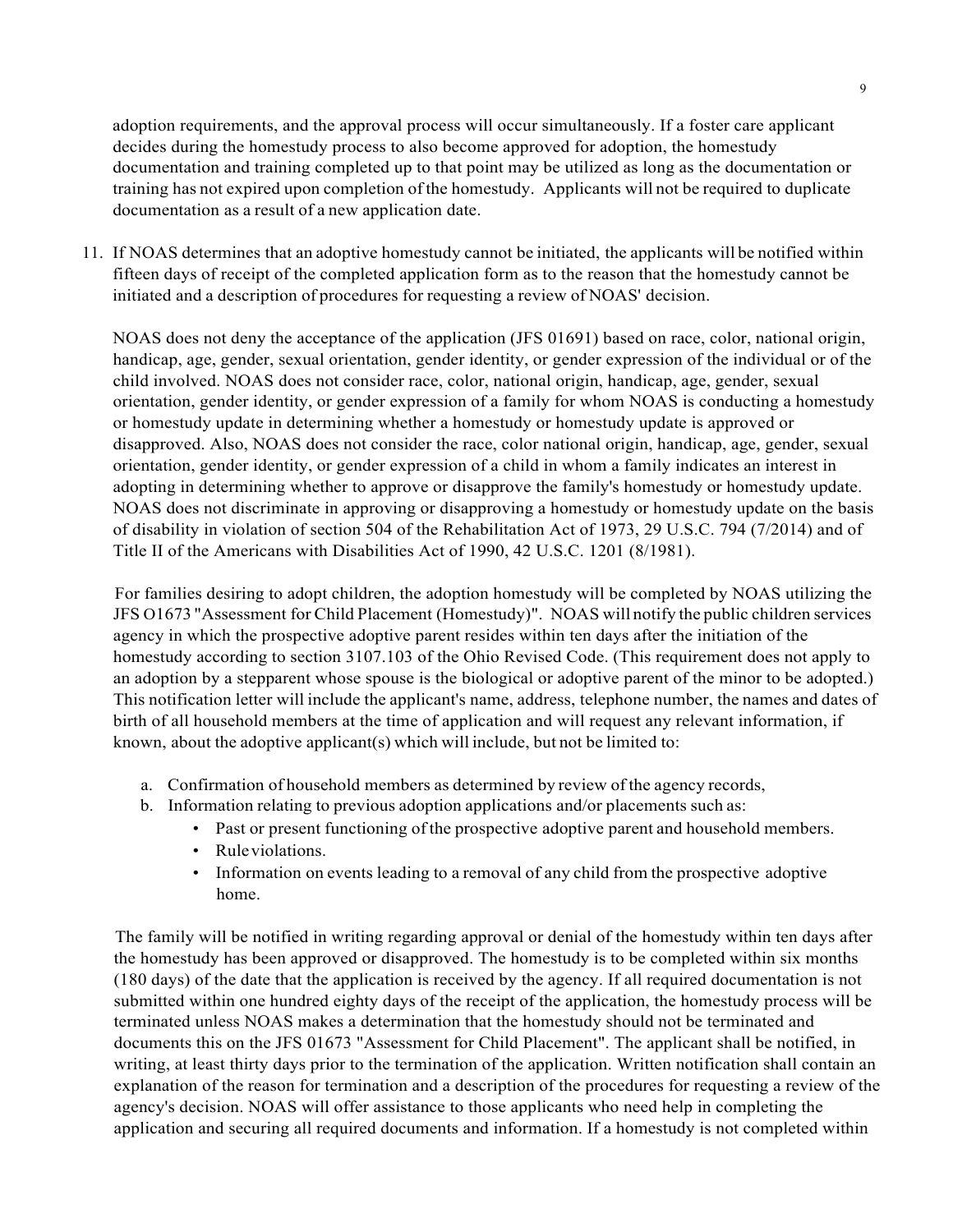adoption requirements, and the approval process will occur simultaneously. If a foster care applicant decides during the homestudy process to also become approved for adoption, the homestudy documentation and training completed up to that point may be utilized as long as the documentation or training has not expired upon completion of the homestudy. Applicants will not be required to duplicate documentation as a result of a new application date.

11. If NOAS determines that an adoptive homestudy cannot be initiated, the applicants will be notified within fifteen days of receipt of the completed application form as to the reason that the homestudy cannot be initiated and a description of procedures for requesting a review of NOAS' decision.

    NOAS does not deny the acceptance of the application (JFS 01691) based on race, color, national origin, handicap, age, gender, sexual orientation, gender identity, or gender expression of the individual or of the child involved. NOAS does not consider race, color, national origin, handicap, age, gender, sexual orientation, gender identity, or gender expression of a family for whom NOAS is conducting a homestudy or homestudy update in determining whether a homestudy or homestudy update is approved or disapproved. Also, NOAS does not consider the race, color national origin, handicap, age, gender, sexual orientation, gender identity, or gender expression of a child in whom a family indicates an interest in adopting in determining whether to approve or disapprove the family's homestudy or homestudy update. NOAS does not discriminate in approving or disapproving a homestudy or homestudy update on the basis of disability in violation of section 504 of the Rehabilitation Act of 1973, 29 U.S.C. 794 (7/2014) and of Title II of the Americans with Disabilities Act of 1990, 42 U.S.C. 1201 (8/1981).

    For families desiring to adopt children, the adoption homestudy will be completed by NOAS utilizing the JFS O1673 "Assessment for Child Placement (Homestudy)". NOAS will notify the public children services agency in which the prospective adoptive parent resides within ten days after the initiation of the homestudy according to section 3107.103 of the Ohio Revised Code. (This requirement does not apply to an adoption by a stepparent whose spouse is the biological or adoptive parent of the minor to be adopted.) This notification letter will include the applicant's name, address, telephone number, the names and dates of birth of all household members at the time of application and will request any relevant information, if known, about the adoptive applicant(s) which will include, but not be limited to:

    a. Confirmation of household members as determined by review of the agency records,
    b. Information relating to previous adoption applications and/or placements such as:
        - Past or present functioning of the prospective adoptive parent and household members.
        - Rule violations.
        - Information on events leading to a removal of any child from the prospective adoptive home.

    The family will be notified in writing regarding approval or denial of the homestudy within ten days after the homestudy has been approved or disapproved. The homestudy is to be completed within six months (180 days) of the date that the application is received by the agency. If all required documentation is not submitted within one hundred eighty days of the receipt of the application, the homestudy process will be terminated unless NOAS makes a determination that the homestudy should not be terminated and documents this on the JFS 01673 "Assessment for Child Placement". The applicant shall be notified, in writing, at least thirty days prior to the termination of the application. Written notification shall contain an explanation of the reason for termination and a description of the procedures for requesting a review of the agency's decision. NOAS will offer assistance to those applicants who need help in completing the application and securing all required documents and information. If a homestudy is not completed within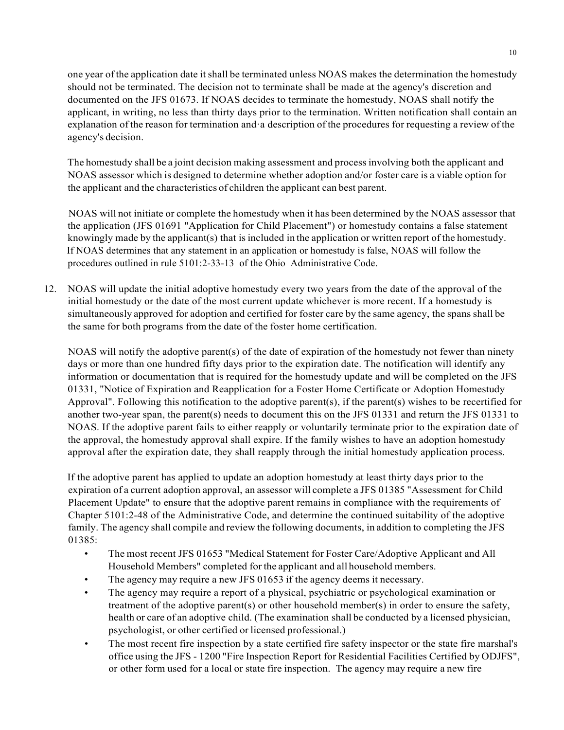one year of the application date it shall be terminated unless NOAS makes the determination the homestudy should not be terminated. The decision not to terminate shall be made at the agency's discretion and documented on the JFS 01673. If NOAS decides to terminate the homestudy, NOAS shall notify the applicant, in writing, no less than thirty days prior to the termination. Written notification shall contain an explanation of the reason for termination and·a description of the procedures for requesting a review of the agency's decision.

The homestudy shall be a joint decision making assessment and process involving both the applicant and NOAS assessor which is designed to determine whether adoption and/or foster care is a viable option for the applicant and the characteristics of children the applicant can best parent.

NOAS will not initiate or complete the homestudy when it has been determined by the NOAS assessor that the application (JFS 01691 "Application for Child Placement") or homestudy contains a false statement knowingly made by the applicant(s) that is included in the application or written report of the homestudy. If NOAS determines that any statement in an application or homestudy is false, NOAS will follow the procedures outlined in rule 5101:2-33-13 of the Ohio Administrative Code.

12. NOAS will update the initial adoptive homestudy every two years from the date of the approval of the initial homestudy or the date of the most current update whichever is more recent. If a homestudy is simultaneously approved for adoption and certified for foster care by the same agency, the spans shall be the same for both programs from the date of the foster home certification.

    NOAS will notify the adoptive parent(s) of the date of expiration of the homestudy not fewer than ninety days or more than one hundred fifty days prior to the expiration date. The notification will identify any information or documentation that is required for the homestudy update and will be completed on the JFS 01331, "Notice of Expiration and Reapplication for a Foster Home Certificate or Adoption Homestudy Approval". Following this notification to the adoptive parent(s), if the parent(s) wishes to be recertified for another two-year span, the parent(s) needs to document this on the JFS 01331 and return the JFS 01331 to NOAS. If the adoptive parent fails to either reapply or voluntarily terminate prior to the expiration date of the approval, the homestudy approval shall expire. If the family wishes to have an adoption homestudy approval after the expiration date, they shall reapply through the initial homestudy application process.

    If the adoptive parent has applied to update an adoption homestudy at least thirty days prior to the expiration of a current adoption approval, an assessor will complete a JFS 01385 "Assessment for Child Placement Update" to ensure that the adoptive parent remains in compliance with the requirements of Chapter 5101:2-48 of the Administrative Code, and determine the continued suitability of the adoptive family. The agency shall compile and review the following documents, in addition to completing the JFS 01385:

    - The most recent JFS 01653 "Medical Statement for Foster Care/Adoptive Applicant and All Household Members" completed for the applicant and all household members.
    - The agency may require a new JFS 01653 if the agency deems it necessary.
    - The agency may require a report of a physical, psychiatric or psychological examination or treatment of the adoptive parent(s) or other household member(s) in order to ensure the safety, health or care of an adoptive child. (The examination shall be conducted by a licensed physician, psychologist, or other certified or licensed professional.)
    - The most recent fire inspection by a state certified fire safety inspector or the state fire marshal's office using the JFS - 1200 "Fire Inspection Report for Residential Facilities Certified by ODJFS", or other form used for a local or state fire inspection. The agency may require a new fire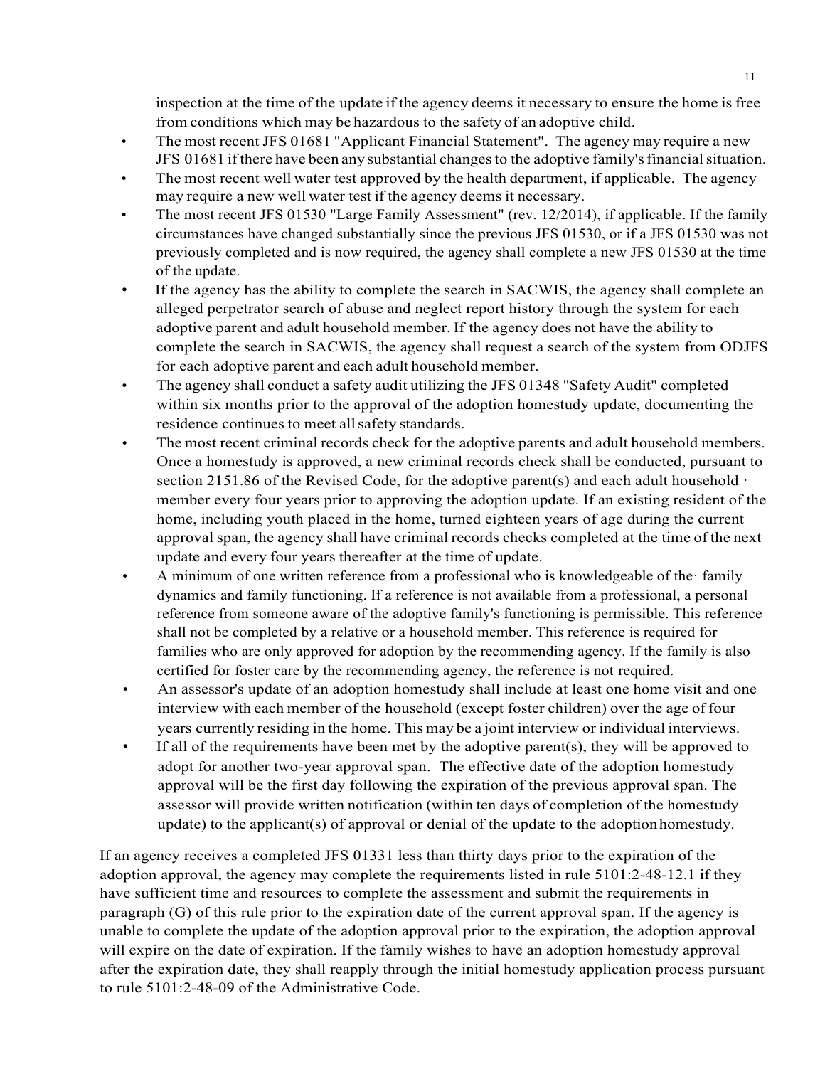inspection at the time of the update if the agency deems it necessary to ensure the home is free from conditions which may be hazardous to the safety of an adoptive child.

- The most recent JFS 01681 "Applicant Financial Statement". The agency may require a new JFS 01681 if there have been any substantial changes to the adoptive family's financial situation.
- The most recent well water test approved by the health department, if applicable. The agency may require a new well water test if the agency deems it necessary.
- The most recent JFS 01530 "Large Family Assessment" (rev. 12/2014), if applicable. If the family circumstances have changed substantially since the previous JFS 01530, or if a JFS 01530 was not previously completed and is now required, the agency shall complete a new JFS 01530 at the time of the update.
- If the agency has the ability to complete the search in SACWIS, the agency shall complete an alleged perpetrator search of abuse and neglect report history through the system for each adoptive parent and adult household member. If the agency does not have the ability to complete the search in SACWIS, the agency shall request a search of the system from ODJFS for each adoptive parent and each adult household member.
- The agency shall conduct a safety audit utilizing the JFS 01348 "Safety Audit" completed within six months prior to the approval of the adoption homestudy update, documenting the residence continues to meet all safety standards.
- The most recent criminal records check for the adoptive parents and adult household members. Once a homestudy is approved, a new criminal records check shall be conducted, pursuant to section 2151.86 of the Revised Code, for the adoptive parent(s) and each adult household · member every four years prior to approving the adoption update. If an existing resident of the home, including youth placed in the home, turned eighteen years of age during the current approval span, the agency shall have criminal records checks completed at the time of the next update and every four years thereafter at the time of update.
- A minimum of one written reference from a professional who is knowledgeable of the· family dynamics and family functioning. If a reference is not available from a professional, a personal reference from someone aware of the adoptive family's functioning is permissible. This reference shall not be completed by a relative or a household member. This reference is required for families who are only approved for adoption by the recommending agency. If the family is also certified for foster care by the recommending agency, the reference is not required.
- An assessor's update of an adoption homestudy shall include at least one home visit and one interview with each member of the household (except foster children) over the age of four years currently residing in the home. This may be a joint interview or individual interviews.
- If all of the requirements have been met by the adoptive parent(s), they will be approved to adopt for another two-year approval span. The effective date of the adoption homestudy approval will be the first day following the expiration of the previous approval span. The assessor will provide written notification (within ten days of completion of the homestudy update) to the applicant(s) of approval or denial of the update to the adoption homestudy.

If an agency receives a completed JFS 01331 less than thirty days prior to the expiration of the adoption approval, the agency may complete the requirements listed in rule 5101:2-48-12.1 if they have sufficient time and resources to complete the assessment and submit the requirements in paragraph (G) of this rule prior to the expiration date of the current approval span. If the agency is unable to complete the update of the adoption approval prior to the expiration, the adoption approval will expire on the date of expiration. If the family wishes to have an adoption homestudy approval after the expiration date, they shall reapply through the initial homestudy application process pursuant to rule 5101:2-48-09 of the Administrative Code.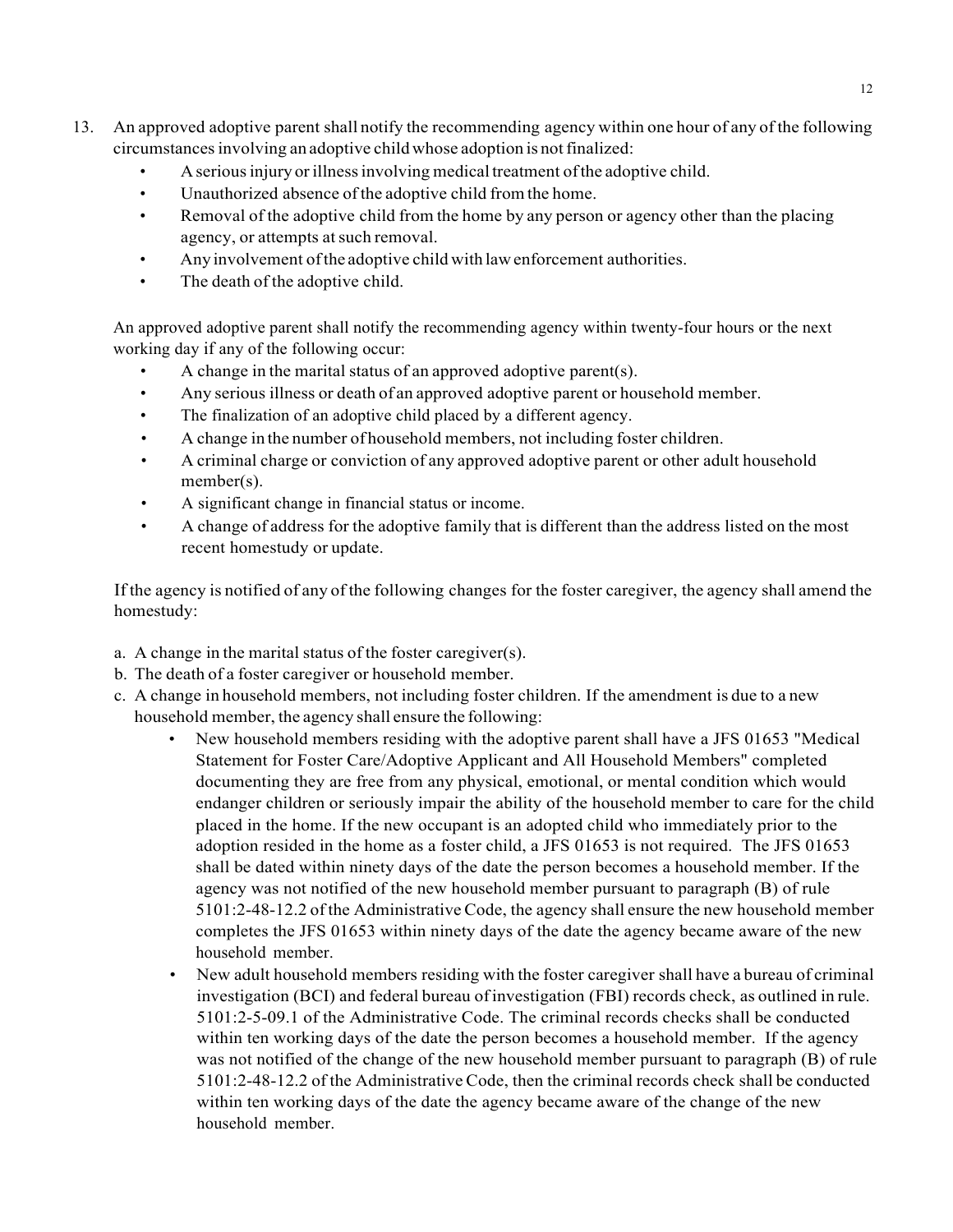13. An approved adoptive parent shall notify the recommending agency within one hour of any of the following circumstances involving an adoptive child whose adoption is not finalized:
    - A serious injury or illness involving medical treatment of the adoptive child.
    - Unauthorized absence of the adoptive child from the home.
    - Removal of the adoptive child from the home by any person or agency other than the placing agency, or attempts at such removal.
    - Any involvement of the adoptive child with law enforcement authorities.
    - The death of the adoptive child.

    An approved adoptive parent shall notify the recommending agency within twenty-four hours or the next working day if any of the following occur:

    - A change in the marital status of an approved adoptive parent(s).
    - Any serious illness or death of an approved adoptive parent or household member.
    - The finalization of an adoptive child placed by a different agency.
    - A change in the number of household members, not including foster children.
    - A criminal charge or conviction of any approved adoptive parent or other adult household member(s).
    - A significant change in financial status or income.
    - A change of address for the adoptive family that is different than the address listed on the most recent homestudy or update.

    If the agency is notified of any of the following changes for the foster caregiver, the agency shall amend the homestudy:

    a. A change in the marital status of the foster caregiver(s).
    b. The death of a foster caregiver or household member.
    c. A change in household members, not including foster children. If the amendment is due to a new household member, the agency shall ensure the following:
        - New household members residing with the adoptive parent shall have a JFS 01653 "Medical Statement for Foster Care/Adoptive Applicant and All Household Members" completed documenting they are free from any physical, emotional, or mental condition which would endanger children or seriously impair the ability of the household member to care for the child placed in the home. If the new occupant is an adopted child who immediately prior to the adoption resided in the home as a foster child, a JFS 01653 is not required. The JFS 01653 shall be dated within ninety days of the date the person becomes a household member. If the agency was not notified of the new household member pursuant to paragraph (B) of rule 5101:2-48-12.2 of the Administrative Code, the agency shall ensure the new household member completes the JFS 01653 within ninety days of the date the agency became aware of the new household member.
        - New adult household members residing with the foster caregiver shall have a bureau of criminal investigation (BCI) and federal bureau of investigation (FBI) records check, as outlined in rule. 5101:2-5-09.1 of the Administrative Code. The criminal records checks shall be conducted within ten working days of the date the person becomes a household member. If the agency was not notified of the change of the new household member pursuant to paragraph (B) of rule 5101:2-48-12.2 of the Administrative Code, then the criminal records check shall be conducted within ten working days of the date the agency became aware of the change of the new household member.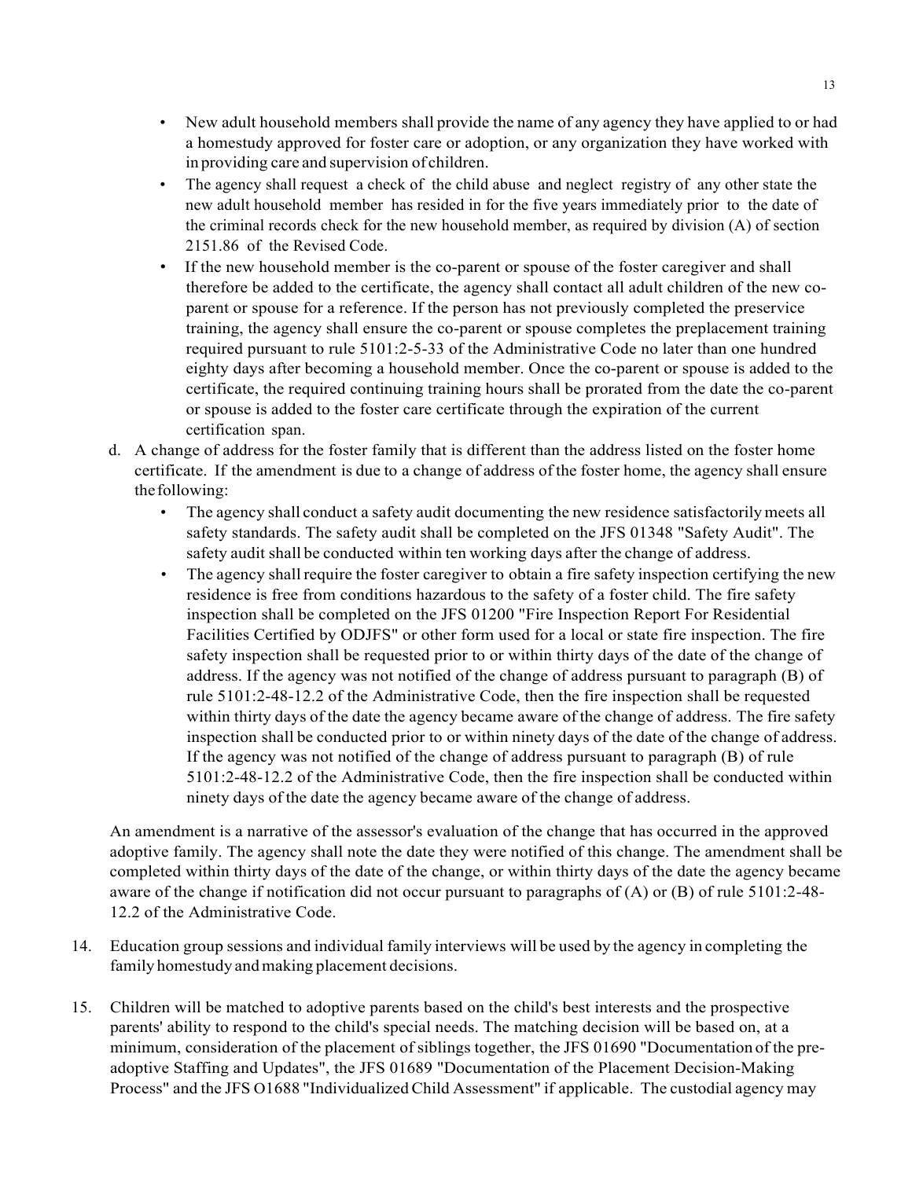- New adult household members shall provide the name of any agency they have applied to or had a homestudy approved for foster care or adoption, or any organization they have worked with in providing care and supervision of children.
- The agency shall request a check of the child abuse and neglect registry of any other state the new adult household member has resided in for the five years immediately prior to the date of the criminal records check for the new household member, as required by division (A) of section 2151.86 of the Revised Code.
- If the new household member is the co-parent or spouse of the foster caregiver and shall therefore be added to the certificate, the agency shall contact all adult children of the new co-parent or spouse for a reference. If the person has not previously completed the preservice training, the agency shall ensure the co-parent or spouse completes the preplacement training required pursuant to rule 5101:2-5-33 of the Administrative Code no later than one hundred eighty days after becoming a household member. Once the co-parent or spouse is added to the certificate, the required continuing training hours shall be prorated from the date the co-parent or spouse is added to the foster care certificate through the expiration of the current certification span.

d. A change of address for the foster family that is different than the address listed on the foster home certificate. If the amendment is due to a change of address of the foster home, the agency shall ensure the following:
   - The agency shall conduct a safety audit documenting the new residence satisfactorily meets all safety standards. The safety audit shall be completed on the JFS 01348 "Safety Audit". The safety audit shall be conducted within ten working days after the change of address.
   - The agency shall require the foster caregiver to obtain a fire safety inspection certifying the new residence is free from conditions hazardous to the safety of a foster child. The fire safety inspection shall be completed on the JFS 01200 "Fire Inspection Report For Residential Facilities Certified by ODJFS" or other form used for a local or state fire inspection. The fire safety inspection shall be requested prior to or within thirty days of the date of the change of address. If the agency was not notified of the change of address pursuant to paragraph (B) of rule 5101:2-48-12.2 of the Administrative Code, then the fire inspection shall be requested within thirty days of the date the agency became aware of the change of address. The fire safety inspection shall be conducted prior to or within ninety days of the date of the change of address. If the agency was not notified of the change of address pursuant to paragraph (B) of rule 5101:2-48-12.2 of the Administrative Code, then the fire inspection shall be conducted within ninety days of the date the agency became aware of the change of address.

An amendment is a narrative of the assessor's evaluation of the change that has occurred in the approved adoptive family. The agency shall note the date they were notified of this change. The amendment shall be completed within thirty days of the date of the change, or within thirty days of the date the agency became aware of the change if notification did not occur pursuant to paragraphs of (A) or (B) of rule 5101:2-48-12.2 of the Administrative Code.

14. Education group sessions and individual family interviews will be used by the agency in completing the family homestudy and making placement decisions.

15. Children will be matched to adoptive parents based on the child's best interests and the prospective parents' ability to respond to the child's special needs. The matching decision will be based on, at a minimum, consideration of the placement of siblings together, the JFS 01690 "Documentation of the pre-adoptive Staffing and Updates", the JFS 01689 "Documentation of the Placement Decision-Making Process" and the JFS O1688 "Individualized Child Assessment" if applicable. The custodial agency may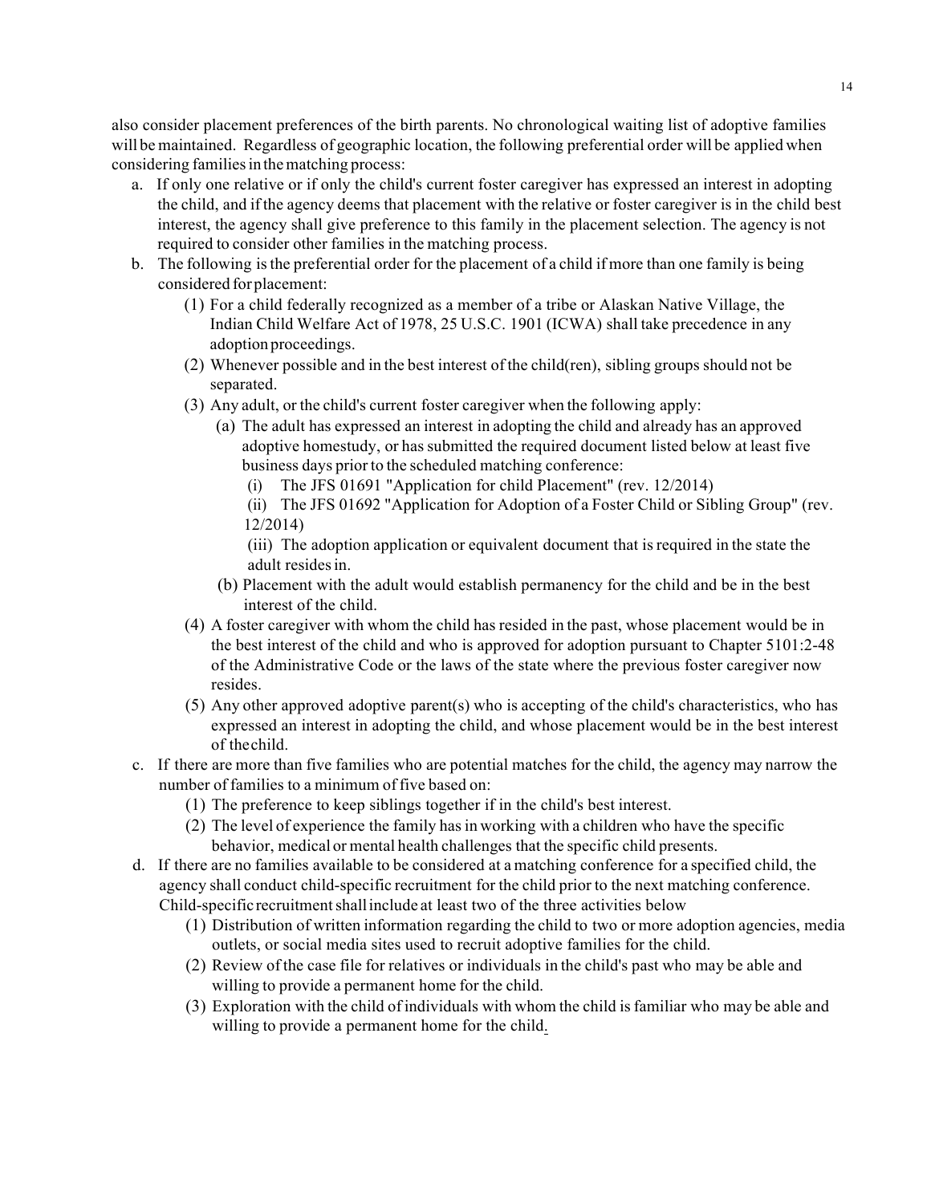also consider placement preferences of the birth parents. No chronological waiting list of adoptive families will be maintained. Regardless of geographic location, the following preferential order will be applied when considering families in the matching process:

a. If only one relative or if only the child's current foster caregiver has expressed an interest in adopting the child, and if the agency deems that placement with the relative or foster caregiver is in the child best interest, the agency shall give preference to this family in the placement selection. The agency is not required to consider other families in the matching process.
b. The following is the preferential order for the placement of a child if more than one family is being considered for placement:
   (1) For a child federally recognized as a member of a tribe or Alaskan Native Village, the Indian Child Welfare Act of 1978, 25 U.S.C. 1901 (ICWA) shall take precedence in any adoption proceedings.
   (2) Whenever possible and in the best interest of the child(ren), sibling groups should not be separated.
   (3) Any adult, or the child's current foster caregiver when the following apply:
      (a) The adult has expressed an interest in adopting the child and already has an approved adoptive homestudy, or has submitted the required document listed below at least five business days prior to the scheduled matching conference:
         (i) The JFS 01691 "Application for child Placement" (rev. 12/2014)
         (ii) The JFS 01692 "Application for Adoption of a Foster Child or Sibling Group" (rev. 12/2014)
         (iii) The adoption application or equivalent document that is required in the state the adult resides in.
      (b) Placement with the adult would establish permanency for the child and be in the best interest of the child.
   (4) A foster caregiver with whom the child has resided in the past, whose placement would be in the best interest of the child and who is approved for adoption pursuant to Chapter 5101:2-48 of the Administrative Code or the laws of the state where the previous foster caregiver now resides.
   (5) Any other approved adoptive parent(s) who is accepting of the child's characteristics, who has expressed an interest in adopting the child, and whose placement would be in the best interest of the child.
c. If there are more than five families who are potential matches for the child, the agency may narrow the number of families to a minimum of five based on:
   (1) The preference to keep siblings together if in the child's best interest.
   (2) The level of experience the family has in working with a children who have the specific behavior, medical or mental health challenges that the specific child presents.
d. If there are no families available to be considered at a matching conference for a specified child, the agency shall conduct child-specific recruitment for the child prior to the next matching conference. Child-specific recruitment shall include at least two of the three activities below
   (1) Distribution of written information regarding the child to two or more adoption agencies, media outlets, or social media sites used to recruit adoptive families for the child.
   (2) Review of the case file for relatives or individuals in the child's past who may be able and willing to provide a permanent home for the child.
   (3) Exploration with the child of individuals with whom the child is familiar who may be able and willing to provide a permanent home for the child.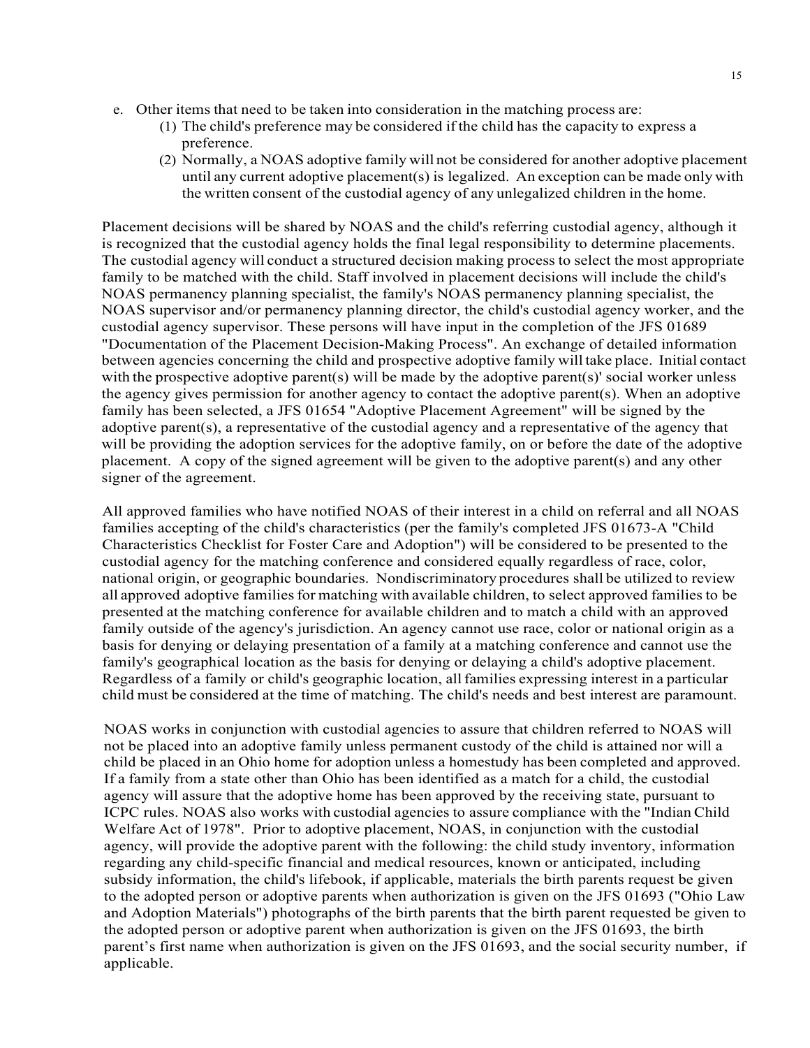e. Other items that need to be taken into consideration in the matching process are:
   (1) The child's preference may be considered if the child has the capacity to express a preference.
   (2) Normally, a NOAS adoptive family will not be considered for another adoptive placement until any current adoptive placement(s) is legalized. An exception can be made only with the written consent of the custodial agency of any unlegalized children in the home.

Placement decisions will be shared by NOAS and the child's referring custodial agency, although it is recognized that the custodial agency holds the final legal responsibility to determine placements. The custodial agency will conduct a structured decision making process to select the most appropriate family to be matched with the child. Staff involved in placement decisions will include the child's NOAS permanency planning specialist, the family's NOAS permanency planning specialist, the NOAS supervisor and/or permanency planning director, the child's custodial agency worker, and the custodial agency supervisor. These persons will have input in the completion of the JFS 01689 "Documentation of the Placement Decision-Making Process". An exchange of detailed information between agencies concerning the child and prospective adoptive family will take place. Initial contact with the prospective adoptive parent(s) will be made by the adoptive parent(s)' social worker unless the agency gives permission for another agency to contact the adoptive parent(s). When an adoptive family has been selected, a JFS 01654 "Adoptive Placement Agreement" will be signed by the adoptive parent(s), a representative of the custodial agency and a representative of the agency that will be providing the adoption services for the adoptive family, on or before the date of the adoptive placement. A copy of the signed agreement will be given to the adoptive parent(s) and any other signer of the agreement.

All approved families who have notified NOAS of their interest in a child on referral and all NOAS families accepting of the child's characteristics (per the family's completed JFS 01673-A "Child Characteristics Checklist for Foster Care and Adoption") will be considered to be presented to the custodial agency for the matching conference and considered equally regardless of race, color, national origin, or geographic boundaries. Nondiscriminatory procedures shall be utilized to review all approved adoptive families for matching with available children, to select approved families to be presented at the matching conference for available children and to match a child with an approved family outside of the agency's jurisdiction. An agency cannot use race, color or national origin as a basis for denying or delaying presentation of a family at a matching conference and cannot use the family's geographical location as the basis for denying or delaying a child's adoptive placement. Regardless of a family or child's geographic location, all families expressing interest in a particular child must be considered at the time of matching. The child's needs and best interest are paramount.

NOAS works in conjunction with custodial agencies to assure that children referred to NOAS will not be placed into an adoptive family unless permanent custody of the child is attained nor will a child be placed in an Ohio home for adoption unless a homestudy has been completed and approved. If a family from a state other than Ohio has been identified as a match for a child, the custodial agency will assure that the adoptive home has been approved by the receiving state, pursuant to ICPC rules. NOAS also works with custodial agencies to assure compliance with the "Indian Child Welfare Act of 1978". Prior to adoptive placement, NOAS, in conjunction with the custodial agency, will provide the adoptive parent with the following: the child study inventory, information regarding any child-specific financial and medical resources, known or anticipated, including subsidy information, the child's lifebook, if applicable, materials the birth parents request be given to the adopted person or adoptive parents when authorization is given on the JFS 01693 ("Ohio Law and Adoption Materials") photographs of the birth parents that the birth parent requested be given to the adopted person or adoptive parent when authorization is given on the JFS 01693, the birth parent's first name when authorization is given on the JFS 01693, and the social security number, if applicable.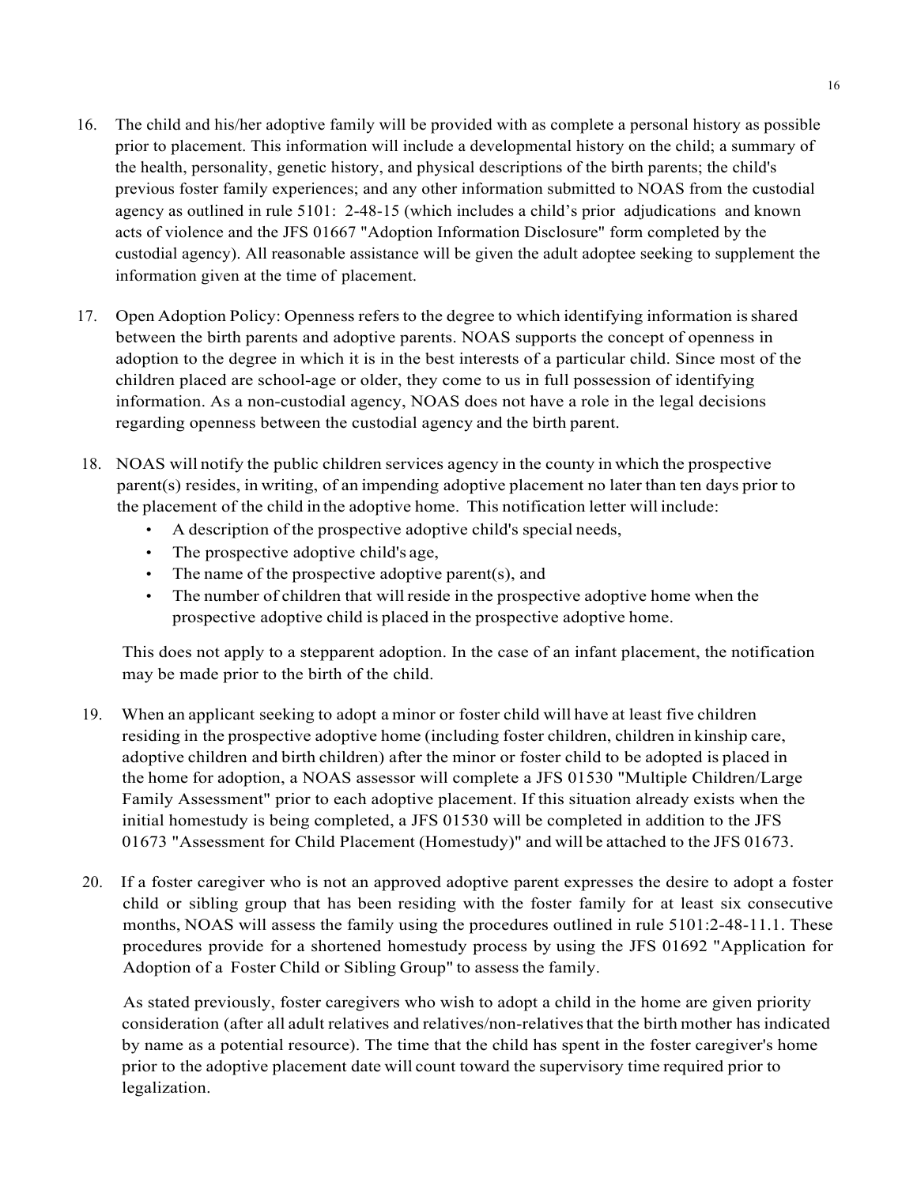16. The child and his/her adoptive family will be provided with as complete a personal history as possible prior to placement. This information will include a developmental history on the child; a summary of the health, personality, genetic history, and physical descriptions of the birth parents; the child's previous foster family experiences; and any other information submitted to NOAS from the custodial agency as outlined in rule 5101: 2-48-15 (which includes a child's prior adjudications and known acts of violence and the JFS 01667 "Adoption Information Disclosure" form completed by the custodial agency). All reasonable assistance will be given the adult adoptee seeking to supplement the information given at the time of placement.

17. Open Adoption Policy: Openness refers to the degree to which identifying information is shared between the birth parents and adoptive parents. NOAS supports the concept of openness in adoption to the degree in which it is in the best interests of a particular child. Since most of the children placed are school-age or older, they come to us in full possession of identifying information. As a non-custodial agency, NOAS does not have a role in the legal decisions regarding openness between the custodial agency and the birth parent.

18. NOAS will notify the public children services agency in the county in which the prospective parent(s) resides, in writing, of an impending adoptive placement no later than ten days prior to the placement of the child in the adoptive home. This notification letter will include:
    - A description of the prospective adoptive child's special needs,
    - The prospective adoptive child's age,
    - The name of the prospective adoptive parent(s), and
    - The number of children that will reside in the prospective adoptive home when the prospective adoptive child is placed in the prospective adoptive home.

    This does not apply to a stepparent adoption. In the case of an infant placement, the notification may be made prior to the birth of the child.

19. When an applicant seeking to adopt a minor or foster child will have at least five children residing in the prospective adoptive home (including foster children, children in kinship care, adoptive children and birth children) after the minor or foster child to be adopted is placed in the home for adoption, a NOAS assessor will complete a JFS 01530 "Multiple Children/Large Family Assessment" prior to each adoptive placement. If this situation already exists when the initial homestudy is being completed, a JFS 01530 will be completed in addition to the JFS 01673 "Assessment for Child Placement (Homestudy)" and will be attached to the JFS 01673.

20. If a foster caregiver who is not an approved adoptive parent expresses the desire to adopt a foster child or sibling group that has been residing with the foster family for at least six consecutive months, NOAS will assess the family using the procedures outlined in rule 5101:2-48-11.1. These procedures provide for a shortened homestudy process by using the JFS 01692 "Application for Adoption of a Foster Child or Sibling Group" to assess the family.

    As stated previously, foster caregivers who wish to adopt a child in the home are given priority consideration (after all adult relatives and relatives/non-relatives that the birth mother has indicated by name as a potential resource). The time that the child has spent in the foster caregiver's home prior to the adoptive placement date will count toward the supervisory time required prior to legalization.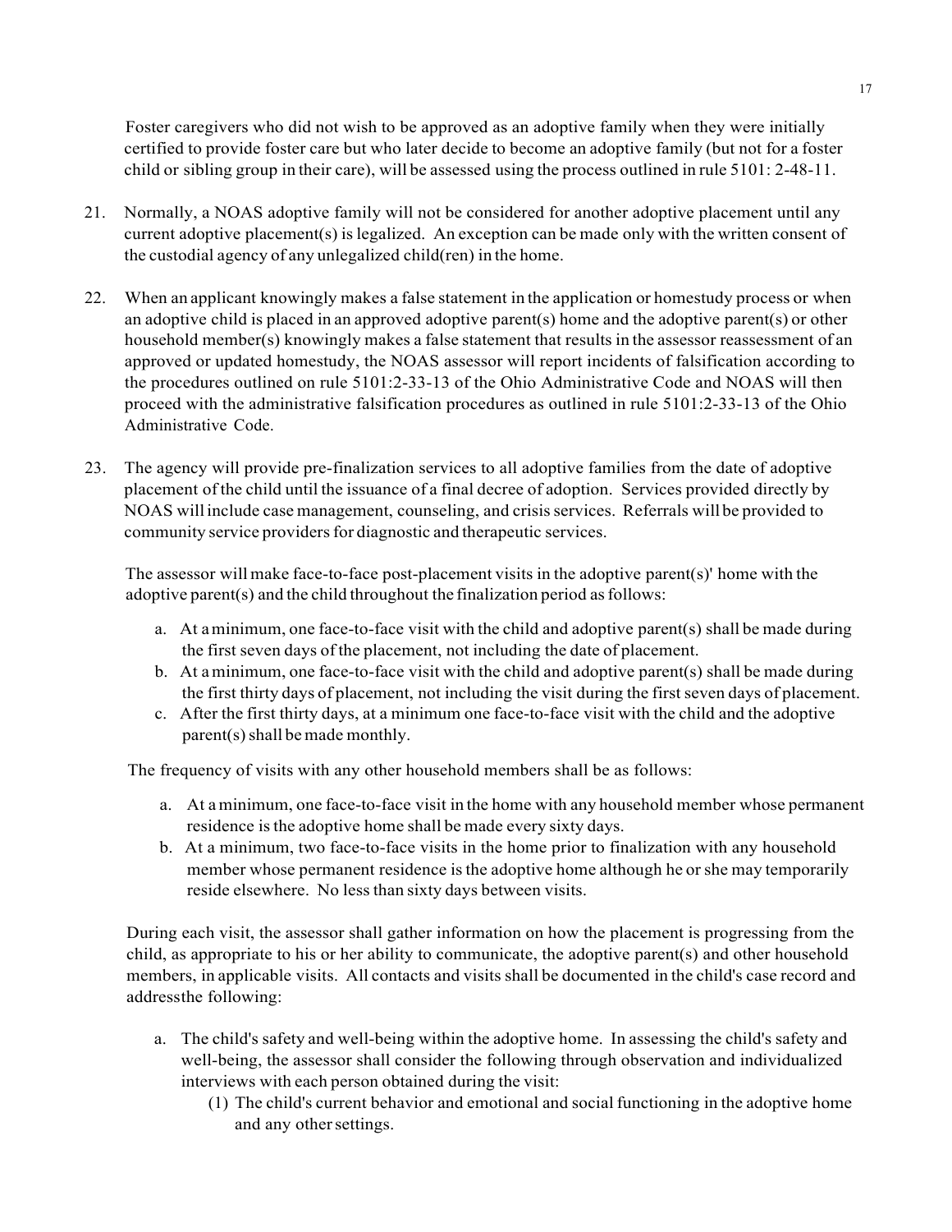Foster caregivers who did not wish to be approved as an adoptive family when they were initially certified to provide foster care but who later decide to become an adoptive family (but not for a foster child or sibling group in their care), will be assessed using the process outlined in rule 5101: 2-48-11.

21. Normally, a NOAS adoptive family will not be considered for another adoptive placement until any current adoptive placement(s) is legalized. An exception can be made only with the written consent of the custodial agency of any unlegalized child(ren) in the home.

22. When an applicant knowingly makes a false statement in the application or homestudy process or when an adoptive child is placed in an approved adoptive parent(s) home and the adoptive parent(s) or other household member(s) knowingly makes a false statement that results in the assessor reassessment of an approved or updated homestudy, the NOAS assessor will report incidents of falsification according to the procedures outlined on rule 5101:2-33-13 of the Ohio Administrative Code and NOAS will then proceed with the administrative falsification procedures as outlined in rule 5101:2-33-13 of the Ohio Administrative Code.

23. The agency will provide pre-finalization services to all adoptive families from the date of adoptive placement of the child until the issuance of a final decree of adoption. Services provided directly by NOAS will include case management, counseling, and crisis services. Referrals will be provided to community service providers for diagnostic and therapeutic services.

    The assessor will make face-to-face post-placement visits in the adoptive parent(s)' home with the adoptive parent(s) and the child throughout the finalization period as follows:

    a. At a minimum, one face-to-face visit with the child and adoptive parent(s) shall be made during the first seven days of the placement, not including the date of placement.
    b. At a minimum, one face-to-face visit with the child and adoptive parent(s) shall be made during the first thirty days of placement, not including the visit during the first seven days of placement.
    c. After the first thirty days, at a minimum one face-to-face visit with the child and the adoptive parent(s) shall be made monthly.

    The frequency of visits with any other household members shall be as follows:

    a. At a minimum, one face-to-face visit in the home with any household member whose permanent residence is the adoptive home shall be made every sixty days.
    b. At a minimum, two face-to-face visits in the home prior to finalization with any household member whose permanent residence is the adoptive home although he or she may temporarily reside elsewhere. No less than sixty days between visits.

    During each visit, the assessor shall gather information on how the placement is progressing from the child, as appropriate to his or her ability to communicate, the adoptive parent(s) and other household members, in applicable visits. All contacts and visits shall be documented in the child's case record and addressthe following:

    a. The child's safety and well-being within the adoptive home. In assessing the child's safety and well-being, the assessor shall consider the following through observation and individualized interviews with each person obtained during the visit:
        (1) The child's current behavior and emotional and social functioning in the adoptive home and any other settings.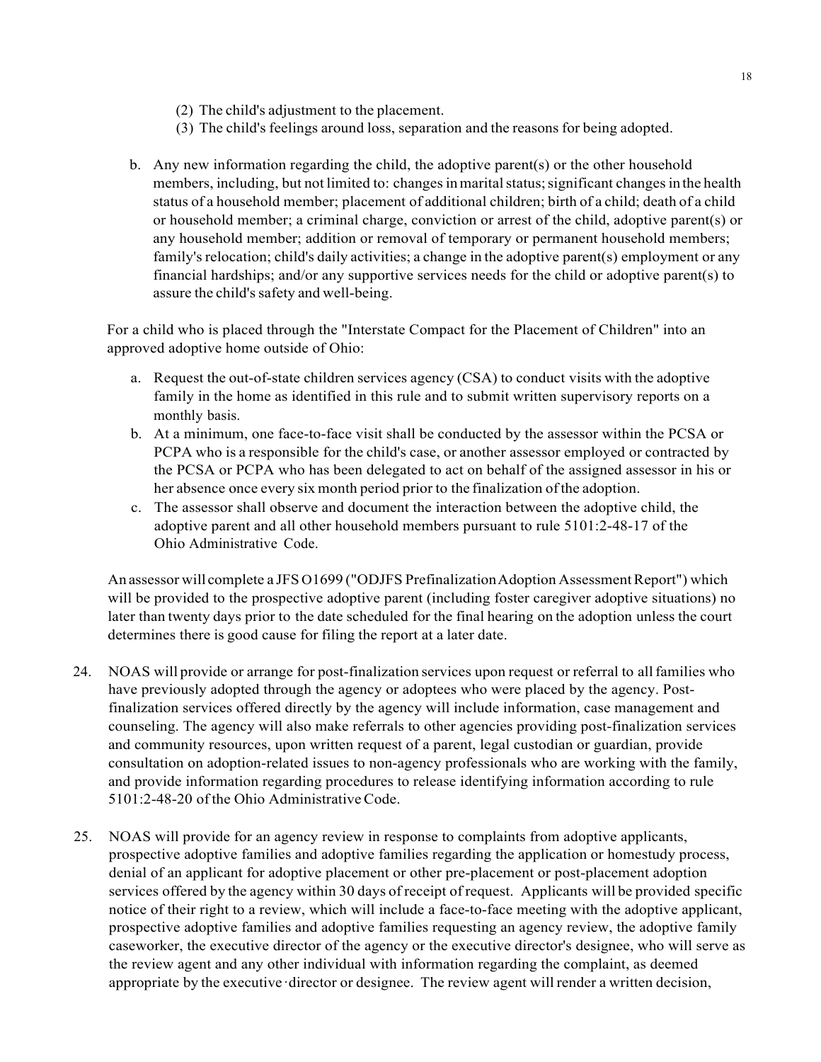(2) The child's adjustment to the placement.
(3) The child's feelings around loss, separation and the reasons for being adopted.

b. Any new information regarding the child, the adoptive parent(s) or the other household members, including, but not limited to: changes in marital status; significant changes in the health status of a household member; placement of additional children; birth of a child; death of a child or household member; a criminal charge, conviction or arrest of the child, adoptive parent(s) or any household member; addition or removal of temporary or permanent household members; family's relocation; child's daily activities; a change in the adoptive parent(s) employment or any financial hardships; and/or any supportive services needs for the child or adoptive parent(s) to assure the child's safety and well-being.

For a child who is placed through the "Interstate Compact for the Placement of Children" into an approved adoptive home outside of Ohio:

a. Request the out-of-state children services agency (CSA) to conduct visits with the adoptive family in the home as identified in this rule and to submit written supervisory reports on a monthly basis.
b. At a minimum, one face-to-face visit shall be conducted by the assessor within the PCSA or PCPA who is a responsible for the child's case, or another assessor employed or contracted by the PCSA or PCPA who has been delegated to act on behalf of the assigned assessor in his or her absence once every six month period prior to the finalization of the adoption.
c. The assessor shall observe and document the interaction between the adoptive child, the adoptive parent and all other household members pursuant to rule 5101:2-48-17 of the Ohio Administrative Code.

An assessor will complete a JFS O1699 ("ODJFS Prefinalization Adoption Assessment Report") which will be provided to the prospective adoptive parent (including foster caregiver adoptive situations) no later than twenty days prior to the date scheduled for the final hearing on the adoption unless the court determines there is good cause for filing the report at a later date.

24. NOAS will provide or arrange for post-finalization services upon request or referral to all families who have previously adopted through the agency or adoptees who were placed by the agency. Post-finalization services offered directly by the agency will include information, case management and counseling. The agency will also make referrals to other agencies providing post-finalization services and community resources, upon written request of a parent, legal custodian or guardian, provide consultation on adoption-related issues to non-agency professionals who are working with the family, and provide information regarding procedures to release identifying information according to rule 5101:2-48-20 of the Ohio Administrative Code.

25. NOAS will provide for an agency review in response to complaints from adoptive applicants, prospective adoptive families and adoptive families regarding the application or homestudy process, denial of an applicant for adoptive placement or other pre-placement or post-placement adoption services offered by the agency within 30 days of receipt of request. Applicants will be provided specific notice of their right to a review, which will include a face-to-face meeting with the adoptive applicant, prospective adoptive families and adoptive families requesting an agency review, the adoptive family caseworker, the executive director of the agency or the executive director's designee, who will serve as the review agent and any other individual with information regarding the complaint, as deemed appropriate by the executive director or designee. The review agent will render a written decision,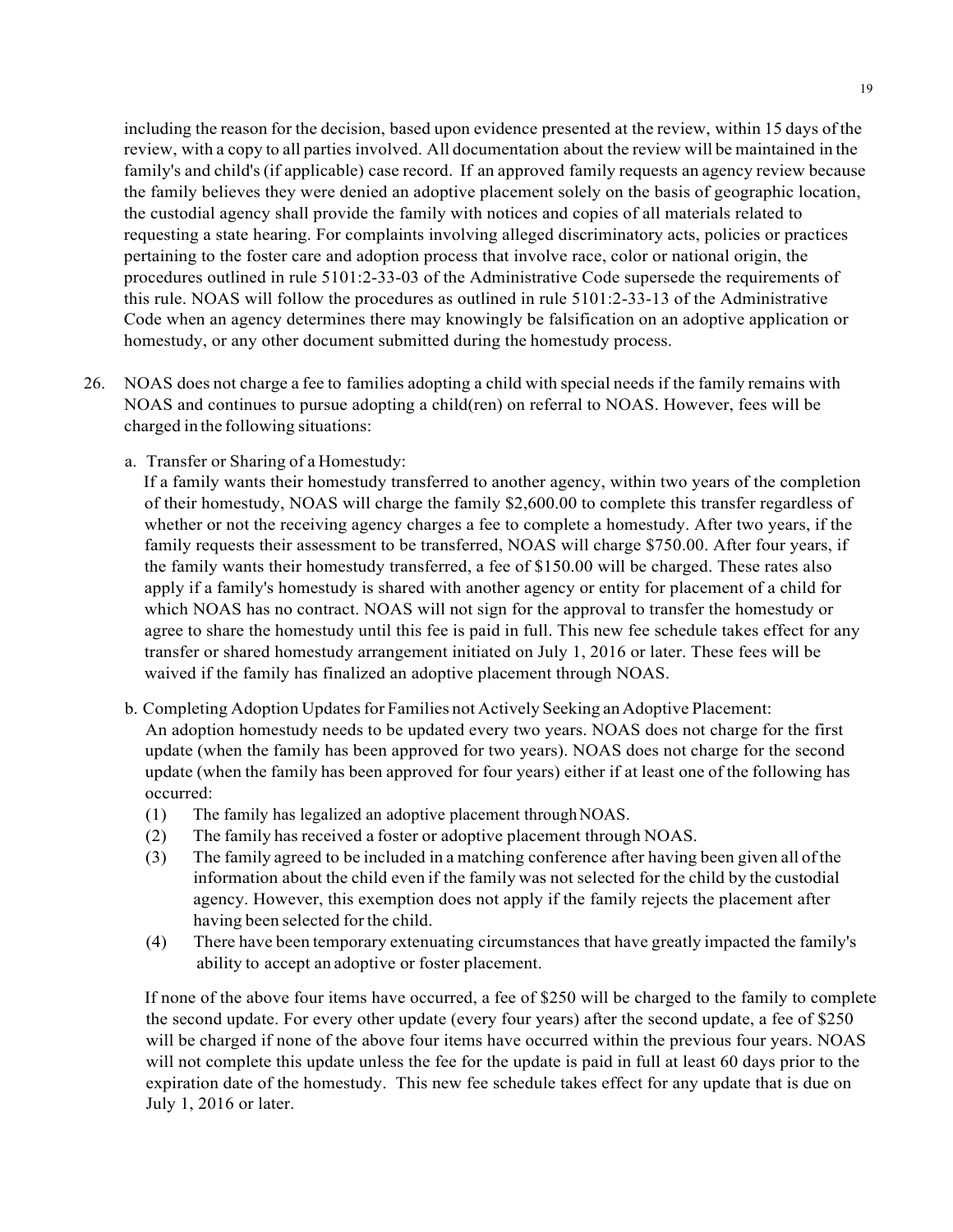including the reason for the decision, based upon evidence presented at the review, within 15 days of the review, with a copy to all parties involved. All documentation about the review will be maintained in the family's and child's (if applicable) case record. If an approved family requests an agency review because the family believes they were denied an adoptive placement solely on the basis of geographic location, the custodial agency shall provide the family with notices and copies of all materials related to requesting a state hearing. For complaints involving alleged discriminatory acts, policies or practices pertaining to the foster care and adoption process that involve race, color or national origin, the procedures outlined in rule 5101:2-33-03 of the Administrative Code supersede the requirements of this rule. NOAS will follow the procedures as outlined in rule 5101:2-33-13 of the Administrative Code when an agency determines there may knowingly be falsification on an adoptive application or homestudy, or any other document submitted during the homestudy process.

26. NOAS does not charge a fee to families adopting a child with special needs if the family remains with NOAS and continues to pursue adopting a child(ren) on referral to NOAS. However, fees will be charged in the following situations:

    a. Transfer or Sharing of a Homestudy:
    If a family wants their homestudy transferred to another agency, within two years of the completion of their homestudy, NOAS will charge the family $2,600.00 to complete this transfer regardless of whether or not the receiving agency charges a fee to complete a homestudy. After two years, if the family requests their assessment to be transferred, NOAS will charge $750.00. After four years, if the family wants their homestudy transferred, a fee of $150.00 will be charged. These rates also apply if a family's homestudy is shared with another agency or entity for placement of a child for which NOAS has no contract. NOAS will not sign for the approval to transfer the homestudy or agree to share the homestudy until this fee is paid in full. This new fee schedule takes effect for any transfer or shared homestudy arrangement initiated on July 1, 2016 or later. These fees will be waived if the family has finalized an adoptive placement through NOAS.

    b. Completing Adoption Updates for Families not Actively Seeking an Adoptive Placement:
    An adoption homestudy needs to be updated every two years. NOAS does not charge for the first update (when the family has been approved for two years). NOAS does not charge for the second update (when the family has been approved for four years) either if at least one of the following has occurred:
    (1) The family has legalized an adoptive placement through NOAS.
    (2) The family has received a foster or adoptive placement through NOAS.
    (3) The family agreed to be included in a matching conference after having been given all of the information about the child even if the family was not selected for the child by the custodial agency. However, this exemption does not apply if the family rejects the placement after having been selected for the child.
    (4) There have been temporary extenuating circumstances that have greatly impacted the family's ability to accept an adoptive or foster placement.

    If none of the above four items have occurred, a fee of $250 will be charged to the family to complete the second update. For every other update (every four years) after the second update, a fee of $250 will be charged if none of the above four items have occurred within the previous four years. NOAS will not complete this update unless the fee for the update is paid in full at least 60 days prior to the expiration date of the homestudy. This new fee schedule takes effect for any update that is due on July 1, 2016 or later.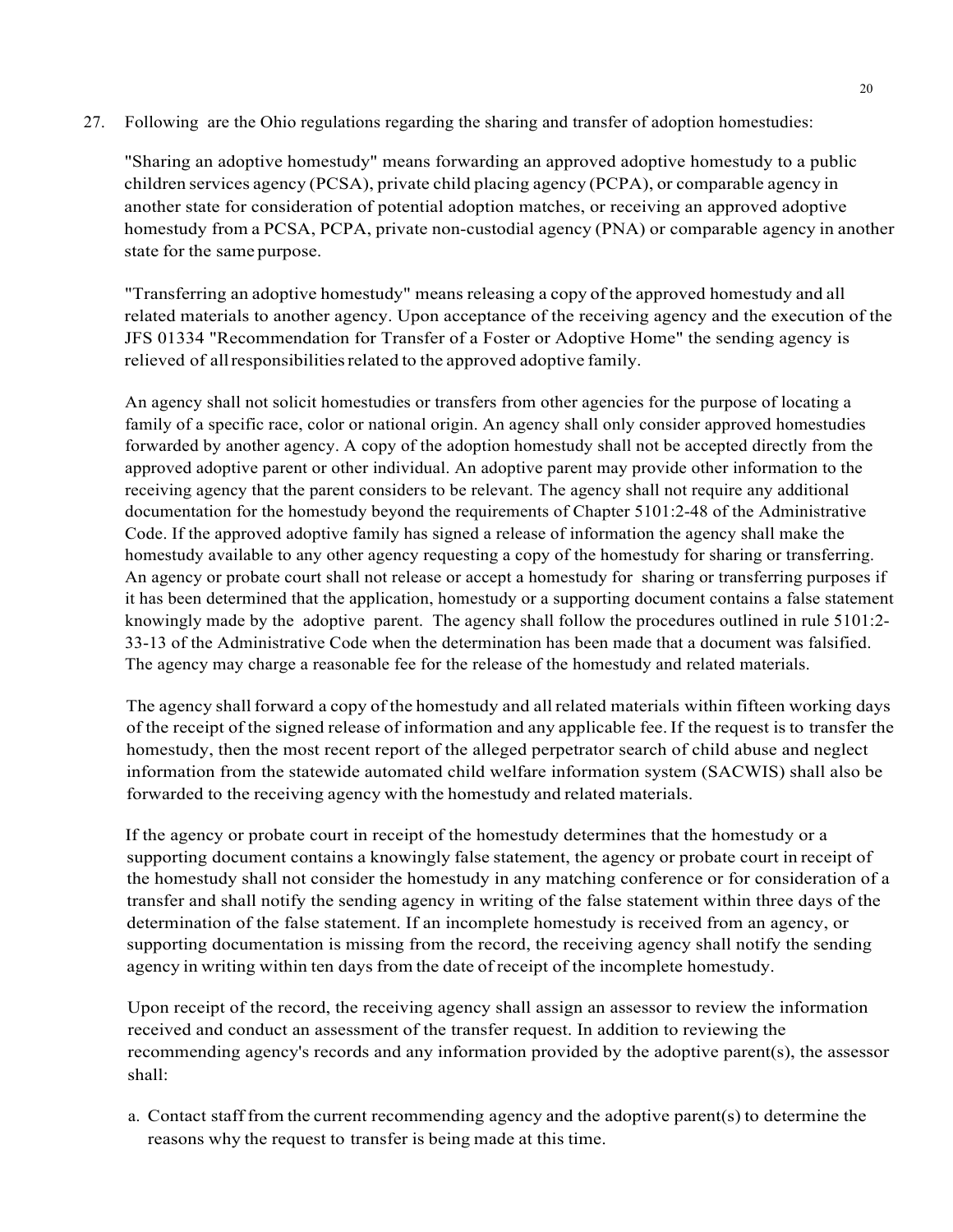27. Following are the Ohio regulations regarding the sharing and transfer of adoption homestudies:

    "Sharing an adoptive homestudy" means forwarding an approved adoptive homestudy to a public children services agency (PCSA), private child placing agency (PCPA), or comparable agency in another state for consideration of potential adoption matches, or receiving an approved adoptive homestudy from a PCSA, PCPA, private non-custodial agency (PNA) or comparable agency in another state for the same purpose.

    "Transferring an adoptive homestudy" means releasing a copy of the approved homestudy and all related materials to another agency. Upon acceptance of the receiving agency and the execution of the JFS 01334 "Recommendation for Transfer of a Foster or Adoptive Home" the sending agency is relieved of all responsibilities related to the approved adoptive family.

    An agency shall not solicit homestudies or transfers from other agencies for the purpose of locating a family of a specific race, color or national origin. An agency shall only consider approved homestudies forwarded by another agency. A copy of the adoption homestudy shall not be accepted directly from the approved adoptive parent or other individual. An adoptive parent may provide other information to the receiving agency that the parent considers to be relevant. The agency shall not require any additional documentation for the homestudy beyond the requirements of Chapter 5101:2-48 of the Administrative Code. If the approved adoptive family has signed a release of information the agency shall make the homestudy available to any other agency requesting a copy of the homestudy for sharing or transferring. An agency or probate court shall not release or accept a homestudy for sharing or transferring purposes if it has been determined that the application, homestudy or a supporting document contains a false statement knowingly made by the adoptive parent. The agency shall follow the procedures outlined in rule 5101:2-33-13 of the Administrative Code when the determination has been made that a document was falsified. The agency may charge a reasonable fee for the release of the homestudy and related materials.

    The agency shall forward a copy of the homestudy and all related materials within fifteen working days of the receipt of the signed release of information and any applicable fee. If the request is to transfer the homestudy, then the most recent report of the alleged perpetrator search of child abuse and neglect information from the statewide automated child welfare information system (SACWIS) shall also be forwarded to the receiving agency with the homestudy and related materials.

    If the agency or probate court in receipt of the homestudy determines that the homestudy or a supporting document contains a knowingly false statement, the agency or probate court in receipt of the homestudy shall not consider the homestudy in any matching conference or for consideration of a transfer and shall notify the sending agency in writing of the false statement within three days of the determination of the false statement. If an incomplete homestudy is received from an agency, or supporting documentation is missing from the record, the receiving agency shall notify the sending agency in writing within ten days from the date of receipt of the incomplete homestudy.

    Upon receipt of the record, the receiving agency shall assign an assessor to review the information received and conduct an assessment of the transfer request. In addition to reviewing the recommending agency's records and any information provided by the adoptive parent(s), the assessor shall:

    a. Contact staff from the current recommending agency and the adoptive parent(s) to determine the reasons why the request to transfer is being made at this time.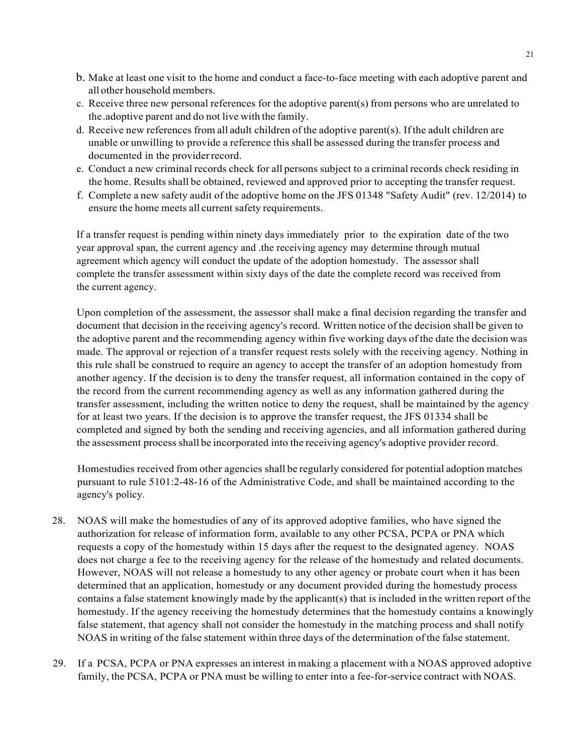b. Make at least one visit to the home and conduct a face-to-face meeting with each adoptive parent and all other household members.
c. Receive three new personal references for the adoptive parent(s) from persons who are unrelated to the .adoptive parent and do not live with the family.
d. Receive new references from all adult children of the adoptive parent(s). If the adult children are unable or unwilling to provide a reference this shall be assessed during the transfer process and documented in the provider record.
e. Conduct a new criminal records check for all persons subject to a criminal records check residing in the home. Results shall be obtained, reviewed and approved prior to accepting the transfer request.
f. Complete a new safety audit of the adoptive home on the JFS 01348 "Safety Audit" (rev. 12/2014) to ensure the home meets all current safety requirements.

If a transfer request is pending within ninety days immediately prior to the expiration date of the two year approval span, the current agency and .the receiving agency may determine through mutual agreement which agency will conduct the update of the adoption homestudy. The assessor shall complete the transfer assessment within sixty days of the date the complete record was received from the current agency.

Upon completion of the assessment, the assessor shall make a final decision regarding the transfer and document that decision in the receiving agency's record. Written notice of the decision shall be given to the adoptive parent and the recommending agency within five working days of the date the decision was made. The approval or rejection of a transfer request rests solely with the receiving agency. Nothing in this rule shall be construed to require an agency to accept the transfer of an adoption homestudy from another agency. If the decision is to deny the transfer request, all information contained in the copy of the record from the current recommending agency as well as any information gathered during the transfer assessment, including the written notice to deny the request, shall be maintained by the agency for at least two years. If the decision is to approve the transfer request, the JFS 01334 shall be completed and signed by both the sending and receiving agencies, and all information gathered during the assessment process shall be incorporated into the receiving agency's adoptive provider record.

Homestudies received from other agencies shall be regularly considered for potential adoption matches pursuant to rule 5101:2-48-16 of the Administrative Code, and shall be maintained according to the agency's policy.

28. NOAS will make the homestudies of any of its approved adoptive families, who have signed the authorization for release of information form, available to any other PCSA, PCPA or PNA which requests a copy of the homestudy within 15 days after the request to the designated agency. NOAS does not charge a fee to the receiving agency for the release of the homestudy and related documents. However, NOAS will not release a homestudy to any other agency or probate court when it has been determined that an application, homestudy or any document provided during the homestudy process contains a false statement knowingly made by the applicant(s) that is included in the written report of the homestudy. If the agency receiving the homestudy determines that the homestudy contains a knowingly false statement, that agency shall not consider the homestudy in the matching process and shall notify NOAS in writing of the false statement within three days of the determination of the false statement.

29. If a PCSA, PCPA or PNA expresses an interest in making a placement with a NOAS approved adoptive family, the PCSA, PCPA or PNA must be willing to enter into a fee-for-service contract with NOAS.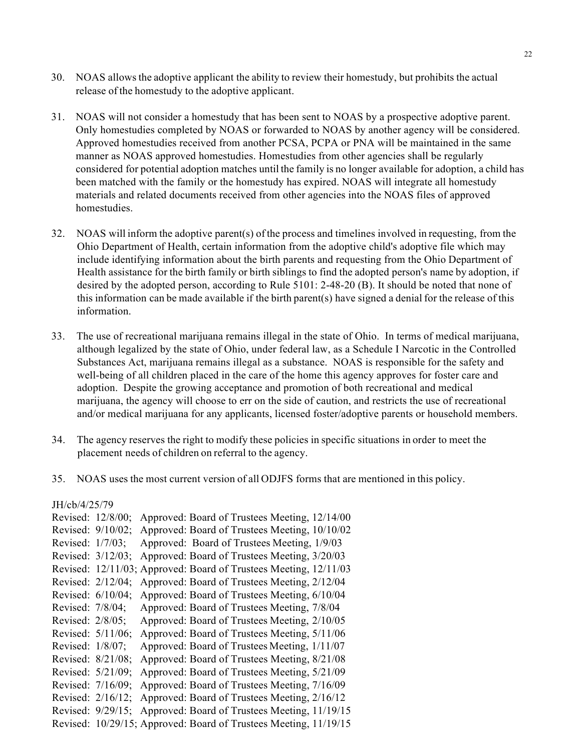30. NOAS allows the adoptive applicant the ability to review their homestudy, but prohibits the actual release of the homestudy to the adoptive applicant.

31. NOAS will not consider a homestudy that has been sent to NOAS by a prospective adoptive parent. Only homestudies completed by NOAS or forwarded to NOAS by another agency will be considered. Approved homestudies received from another PCSA, PCPA or PNA will be maintained in the same manner as NOAS approved homestudies. Homestudies from other agencies shall be regularly considered for potential adoption matches until the family is no longer available for adoption, a child has been matched with the family or the homestudy has expired. NOAS will integrate all homestudy materials and related documents received from other agencies into the NOAS files of approved homestudies.

32. NOAS will inform the adoptive parent(s) of the process and timelines involved in requesting, from the Ohio Department of Health, certain information from the adoptive child's adoptive file which may include identifying information about the birth parents and requesting from the Ohio Department of Health assistance for the birth family or birth siblings to find the adopted person's name by adoption, if desired by the adopted person, according to Rule 5101: 2-48-20 (B). It should be noted that none of this information can be made available if the birth parent(s) have signed a denial for the release of this information.

33. The use of recreational marijuana remains illegal in the state of Ohio. In terms of medical marijuana, although legalized by the state of Ohio, under federal law, as a Schedule I Narcotic in the Controlled Substances Act, marijuana remains illegal as a substance. NOAS is responsible for the safety and well-being of all children placed in the care of the home this agency approves for foster care and adoption. Despite the growing acceptance and promotion of both recreational and medical marijuana, the agency will choose to err on the side of caution, and restricts the use of recreational and/or medical marijuana for any applicants, licensed foster/adoptive parents or household members.

34. The agency reserves the right to modify these policies in specific situations in order to meet the placement needs of children on referral to the agency.

35. NOAS uses the most current version of all ODJFS forms that are mentioned in this policy.

JH/cb/4/25/79
Revised: 12/8/00; Approved: Board of Trustees Meeting, 12/14/00
Revised: 9/10/02; Approved: Board of Trustees Meeting, 10/10/02
Revised: 1/7/03; Approved: Board of Trustees Meeting, 1/9/03
Revised: 3/12/03; Approved: Board of Trustees Meeting, 3/20/03
Revised: 12/11/03; Approved: Board of Trustees Meeting, 12/11/03
Revised: 2/12/04; Approved: Board of Trustees Meeting, 2/12/04
Revised: 6/10/04; Approved: Board of Trustees Meeting, 6/10/04
Revised: 7/8/04; Approved: Board of Trustees Meeting, 7/8/04
Revised: 2/8/05; Approved: Board of Trustees Meeting, 2/10/05
Revised: 5/11/06; Approved: Board of Trustees Meeting, 5/11/06
Revised: 1/8/07; Approved: Board of Trustees Meeting, 1/11/07
Revised: 8/21/08; Approved: Board of Trustees Meeting, 8/21/08
Revised: 5/21/09; Approved: Board of Trustees Meeting, 5/21/09
Revised: 7/16/09; Approved: Board of Trustees Meeting, 7/16/09
Revised: 2/16/12; Approved: Board of Trustees Meeting, 2/16/12
Revised: 9/29/15; Approved: Board of Trustees Meeting, 11/19/15
Revised: 10/29/15; Approved: Board of Trustees Meeting, 11/19/15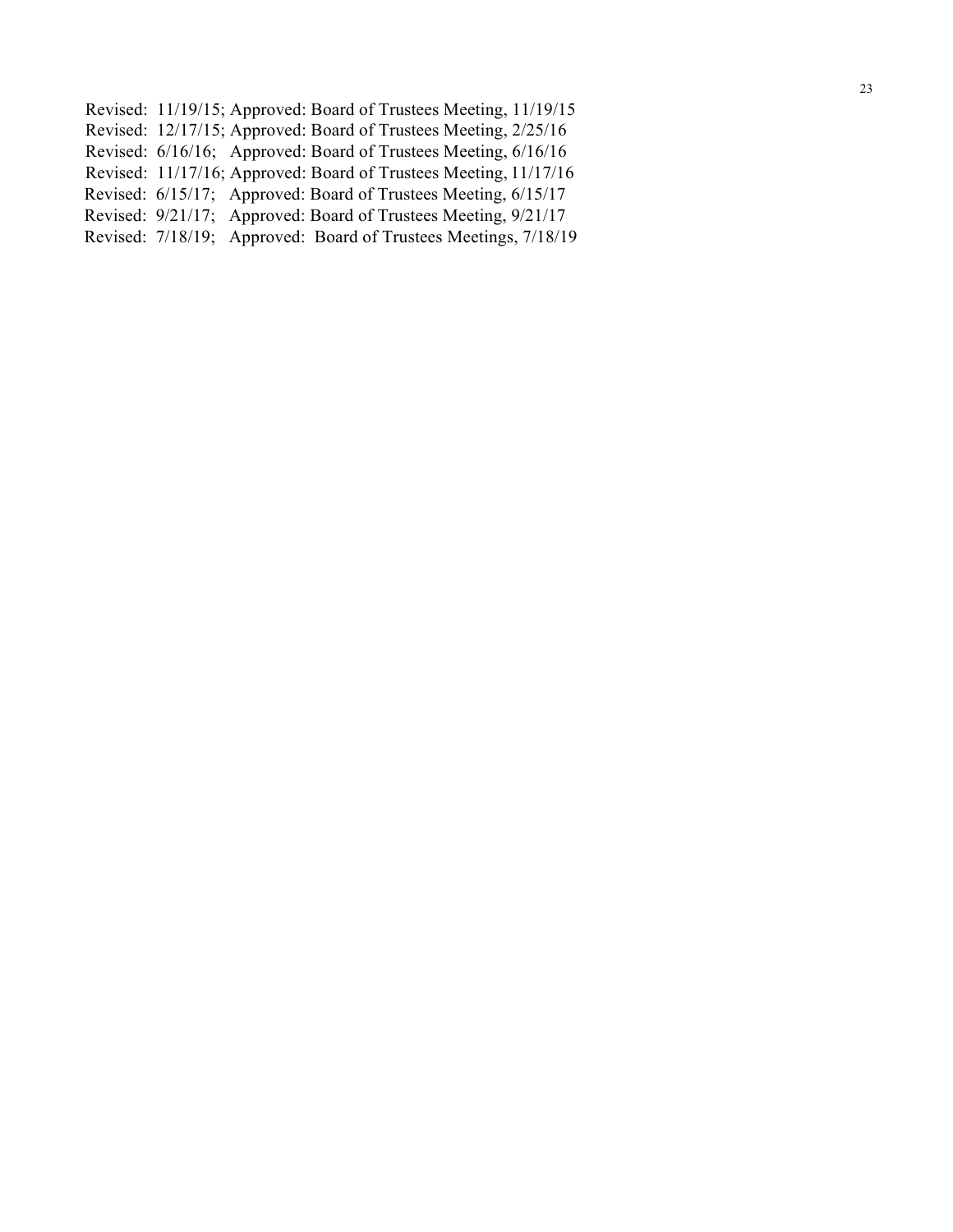Revised: 11/19/15; Approved: Board of Trustees Meeting, 11/19/15
Revised: 12/17/15; Approved: Board of Trustees Meeting, 2/25/16
Revised: 6/16/16; Approved: Board of Trustees Meeting, 6/16/16
Revised: 11/17/16; Approved: Board of Trustees Meeting, 11/17/16
Revised: 6/15/17; Approved: Board of Trustees Meeting, 6/15/17
Revised: 9/21/17; Approved: Board of Trustees Meeting, 9/21/17
Revised: 7/18/19; Approved: Board of Trustees Meetings, 7/18/19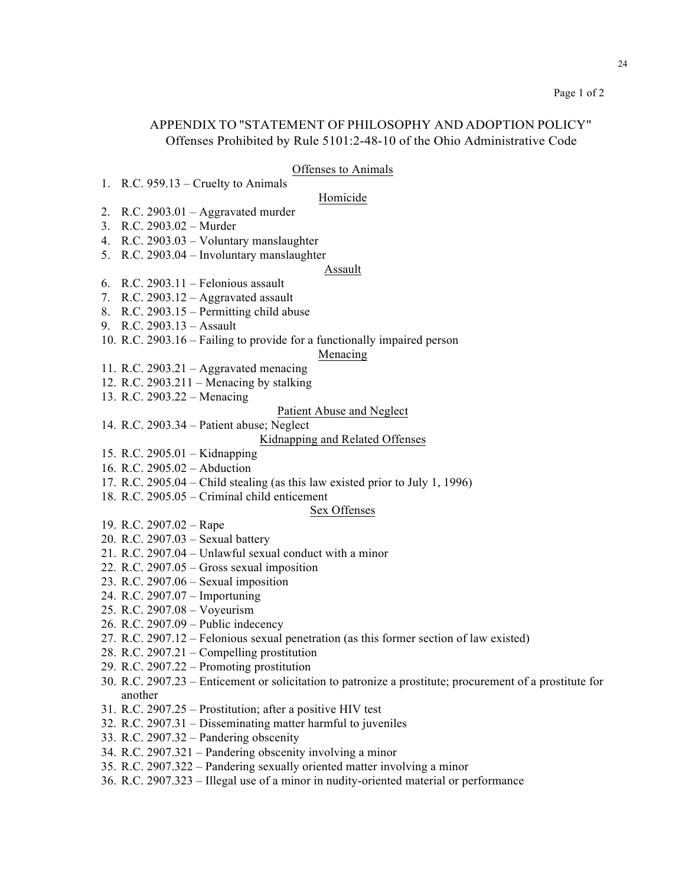## APPENDIX TO "STATEMENT OF PHILOSOPHY AND ADOPTION POLICY"
### Offenses Prohibited by Rule 5101:2-48-10 of the Ohio Administrative Code

Offenses to Animals

1. R.C. 959.13 – Cruelty to Animals

Homicide

2. R.C. 2903.01 – Aggravated murder
3. R.C. 2903.02 – Murder
4. R.C. 2903.03 – Voluntary manslaughter
5. R.C. 2903.04 – Involuntary manslaughter

Assault

6. R.C. 2903.11 – Felonious assault
7. R.C. 2903.12 – Aggravated assault
8. R.C. 2903.15 – Permitting child abuse
9. R.C. 2903.13 – Assault
10. R.C. 2903.16 – Failing to provide for a functionally impaired person

Menacing

11. R.C. 2903.21 – Aggravated menacing
12. R.C. 2903.211 – Menacing by stalking
13. R.C. 2903.22 – Menacing

Patient Abuse and Neglect

14. R.C. 2903.34 – Patient abuse; Neglect

Kidnapping and Related Offenses

15. R.C. 2905.01 – Kidnapping
16. R.C. 2905.02 – Abduction
17. R.C. 2905.04 – Child stealing (as this law existed prior to July 1, 1996)
18. R.C. 2905.05 – Criminal child enticement

Sex Offenses

19. R.C. 2907.02 – Rape
20. R.C. 2907.03 – Sexual battery
21. R.C. 2907.04 – Unlawful sexual conduct with a minor
22. R.C. 2907.05 – Gross sexual imposition
23. R.C. 2907.06 – Sexual imposition
24. R.C. 2907.07 – Importuning
25. R.C. 2907.08 – Voyeurism
26. R.C. 2907.09 – Public indecency
27. R.C. 2907.12 – Felonious sexual penetration (as this former section of law existed)
28. R.C. 2907.21 – Compelling prostitution
29. R.C. 2907.22 – Promoting prostitution
30. R.C. 2907.23 – Enticement or solicitation to patronize a prostitute; procurement of a prostitute for another
31. R.C. 2907.25 – Prostitution; after a positive HIV test
32. R.C. 2907.31 – Disseminating matter harmful to juveniles
33. R.C. 2907.32 – Pandering obscenity
34. R.C. 2907.321 – Pandering obscenity involving a minor
35. R.C. 2907.322 – Pandering sexually oriented matter involving a minor
36. R.C. 2907.323 – Illegal use of a minor in nudity-oriented material or performance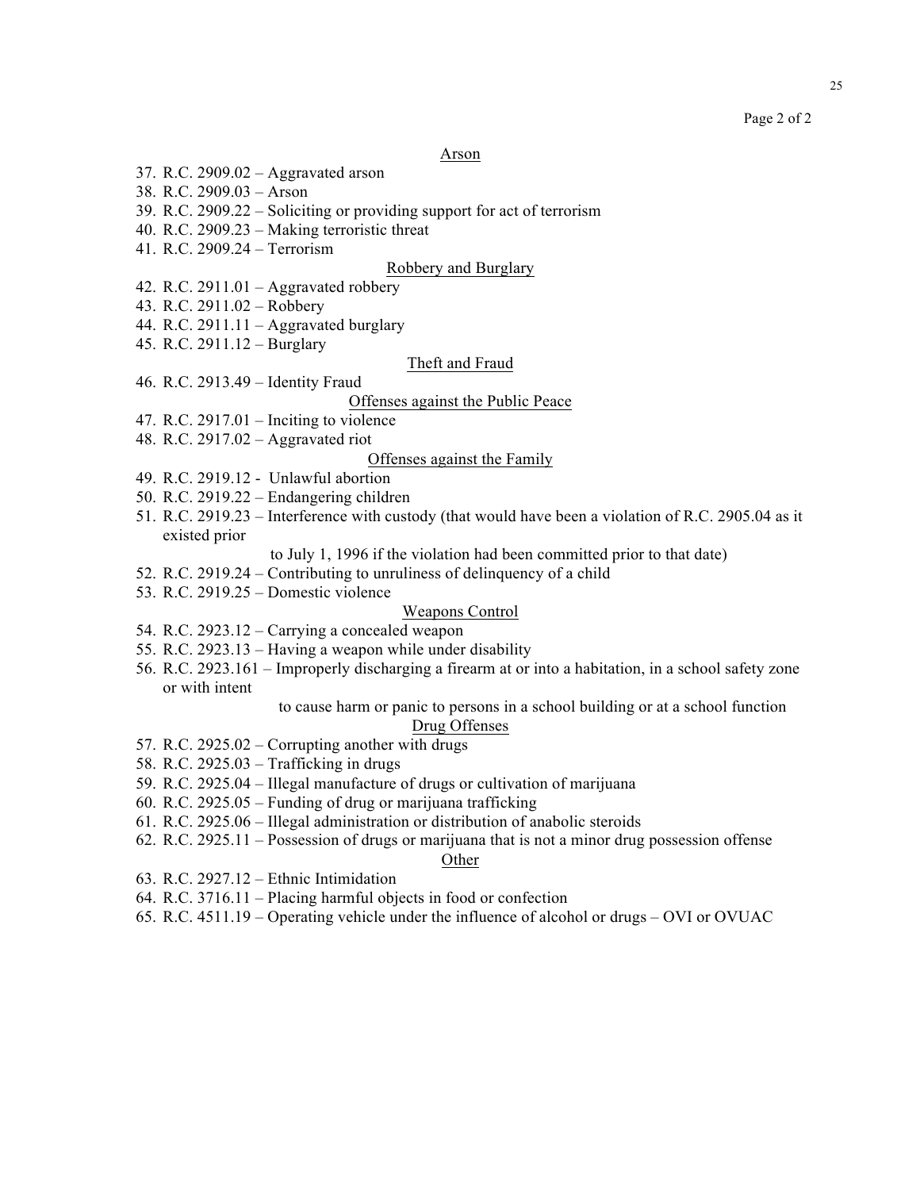Arson

37. R.C. 2909.02 – Aggravated arson
38. R.C. 2909.03 – Arson
39. R.C. 2909.22 – Soliciting or providing support for act of terrorism
40. R.C. 2909.23 – Making terroristic threat
41. R.C. 2909.24 – Terrorism

Robbery and Burglary

42. R.C. 2911.01 – Aggravated robbery
43. R.C. 2911.02 – Robbery
44. R.C. 2911.11 – Aggravated burglary
45. R.C. 2911.12 – Burglary

Theft and Fraud

46. R.C. 2913.49 – Identity Fraud

Offenses against the Public Peace

47. R.C. 2917.01 – Inciting to violence
48. R.C. 2917.02 – Aggravated riot

Offenses against the Family

49. R.C. 2919.12 - Unlawful abortion
50. R.C. 2919.22 – Endangering children
51. R.C. 2919.23 – Interference with custody (that would have been a violation of R.C. 2905.04 as it existed prior to July 1, 1996 if the violation had been committed prior to that date)
52. R.C. 2919.24 – Contributing to unruliness of delinquency of a child
53. R.C. 2919.25 – Domestic violence

Weapons Control

54. R.C. 2923.12 – Carrying a concealed weapon
55. R.C. 2923.13 – Having a weapon while under disability
56. R.C. 2923.161 – Improperly discharging a firearm at or into a habitation, in a school safety zone or with intent to cause harm or panic to persons in a school building or at a school function

Drug Offenses

57. R.C. 2925.02 – Corrupting another with drugs
58. R.C. 2925.03 – Trafficking in drugs
59. R.C. 2925.04 – Illegal manufacture of drugs or cultivation of marijuana
60. R.C. 2925.05 – Funding of drug or marijuana trafficking
61. R.C. 2925.06 – Illegal administration or distribution of anabolic steroids
62. R.C. 2925.11 – Possession of drugs or marijuana that is not a minor drug possession offense

Other

63. R.C. 2927.12 – Ethnic Intimidation
64. R.C. 3716.11 – Placing harmful objects in food or confection
65. R.C. 4511.19 – Operating vehicle under the influence of alcohol or drugs – OVI or OVUAC